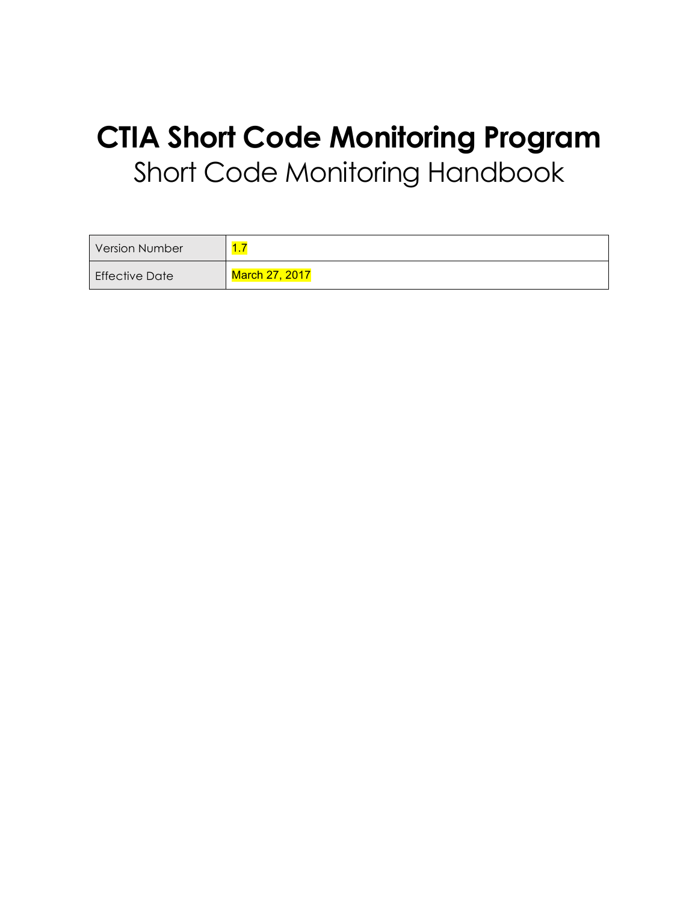# CTIA Short Code Monitoring Program

## Short Code Monitoring Handbook

| Version Number | 1.7 |
| --- | --- |
| Effective Date | March 27, 2017 |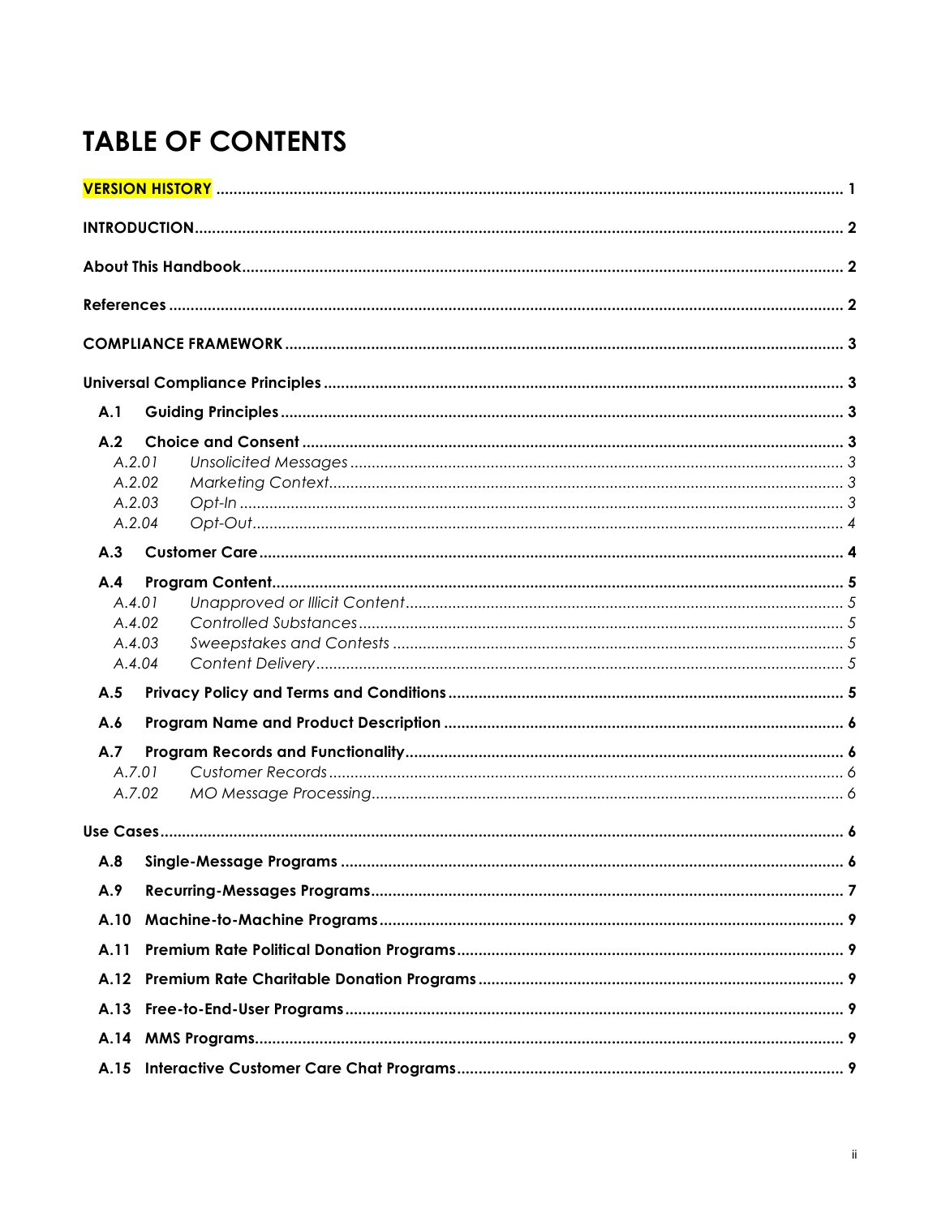# TABLE OF CONTENTS

VERSION HISTORY ........ 1

INTRODUCTION ........ 2

About This Handbook ........ 2

References ........ 2

COMPLIANCE FRAMEWORK ........ 3

Universal Compliance Principles ........ 3

- **A.1 Guiding Principles** ........ 3
- **A.2 Choice and Consent** ........ 3
  - *A.2.01 Unsolicited Messages* ........ 3
  - *A.2.02 Marketing Context* ........ 3
  - *A.2.03 Opt-In* ........ 3
  - *A.2.04 Opt-Out* ........ 4
- **A.3 Customer Care** ........ 4
- **A.4 Program Content** ........ 5
  - *A.4.01 Unapproved or Illicit Content* ........ 5
  - *A.4.02 Controlled Substances* ........ 5
  - *A.4.03 Sweepstakes and Contests* ........ 5
  - *A.4.04 Content Delivery* ........ 5
- **A.5 Privacy Policy and Terms and Conditions** ........ 5
- **A.6 Program Name and Product Description** ........ 6
- **A.7 Program Records and Functionality** ........ 6
  - *A.7.01 Customer Records* ........ 6
  - *A.7.02 MO Message Processing* ........ 6

Use Cases ........ 6

- **A.8 Single-Message Programs** ........ 6
- **A.9 Recurring-Messages Programs** ........ 7
- **A.10 Machine-to-Machine Programs** ........ 9
- **A.11 Premium Rate Political Donation Programs** ........ 9
- **A.12 Premium Rate Charitable Donation Programs** ........ 9
- **A.13 Free-to-End-User Programs** ........ 9
- **A.14 MMS Programs** ........ 9
- **A.15 Interactive Customer Care Chat Programs** ........ 9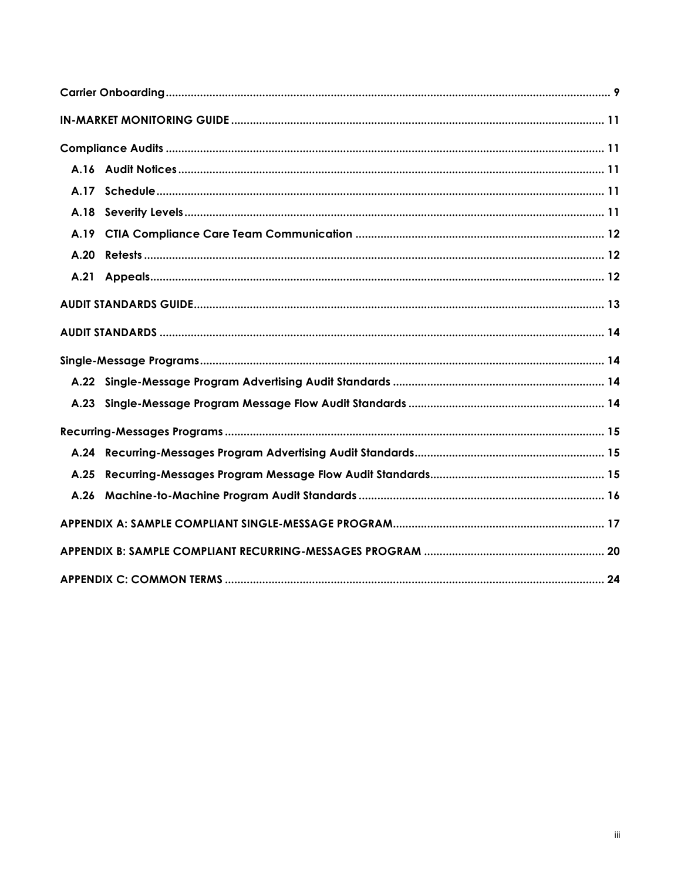- **Carrier Onboarding** ... 9
- **IN-MARKET MONITORING GUIDE** ... 11
- **Compliance Audits** ... 11
  - **A.16 Audit Notices** ... 11
  - **A.17 Schedule** ... 11
  - **A.18 Severity Levels** ... 11
  - **A.19 CTIA Compliance Care Team Communication** ... 12
  - **A.20 Retests** ... 12
  - **A.21 Appeals** ... 12
- **AUDIT STANDARDS GUIDE** ... 13
- **AUDIT STANDARDS** ... 14
- **Single-Message Programs** ... 14
  - **A.22 Single-Message Program Advertising Audit Standards** ... 14
  - **A.23 Single-Message Program Message Flow Audit Standards** ... 14
- **Recurring-Messages Programs** ... 15
  - **A.24 Recurring-Messages Program Advertising Audit Standards** ... 15
  - **A.25 Recurring-Messages Program Message Flow Audit Standards** ... 15
  - **A.26 Machine-to-Machine Program Audit Standards** ... 16
- **APPENDIX A: SAMPLE COMPLIANT SINGLE-MESSAGE PROGRAM** ... 17
- **APPENDIX B: SAMPLE COMPLIANT RECURRING-MESSAGES PROGRAM** ... 20
- **APPENDIX C: COMMON TERMS** ... 24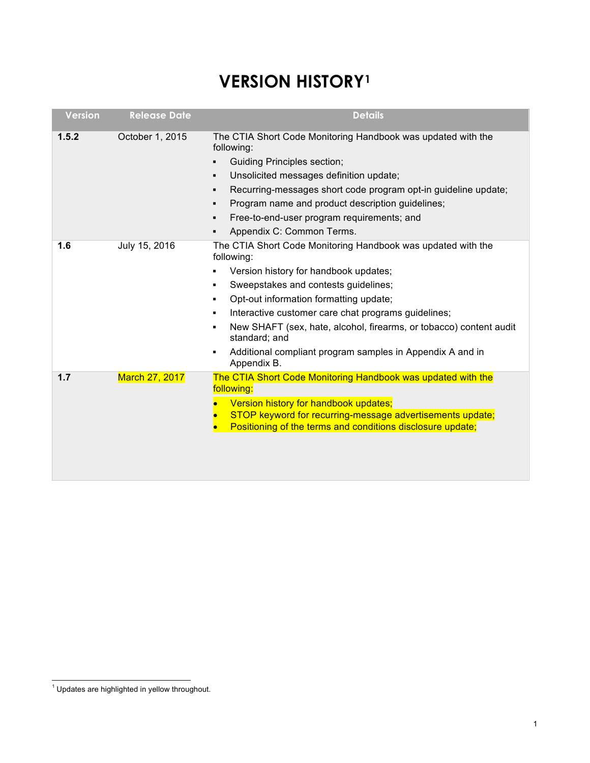# VERSION HISTORY[1]

| Version | Release Date | Details |
| --- | --- | --- |
| **1.5.2** | October 1, 2015 | The CTIA Short Code Monitoring Handbook was updated with the following:<br>▪ Guiding Principles section;<br>▪ Unsolicited messages definition update;<br>▪ Recurring-messages short code program opt-in guideline update;<br>▪ Program name and product description guidelines;<br>▪ Free-to-end-user program requirements; and<br>▪ Appendix C: Common Terms. |
| **1.6** | July 15, 2016 | The CTIA Short Code Monitoring Handbook was updated with the following:<br>▪ Version history for handbook updates;<br>▪ Sweepstakes and contests guidelines;<br>▪ Opt-out information formatting update;<br>▪ Interactive customer care chat programs guidelines;<br>▪ New SHAFT (sex, hate, alcohol, firearms, or tobacco) content audit standard; and<br>▪ Additional compliant program samples in Appendix A and in Appendix B. |
| **1.7** | March 27, 2017 | The CTIA Short Code Monitoring Handbook was updated with the following:<br>• Version history for handbook updates;<br>• STOP keyword for recurring-message advertisements update;<br>• Positioning of the terms and conditions disclosure update; |

[1] Updates are highlighted in yellow throughout.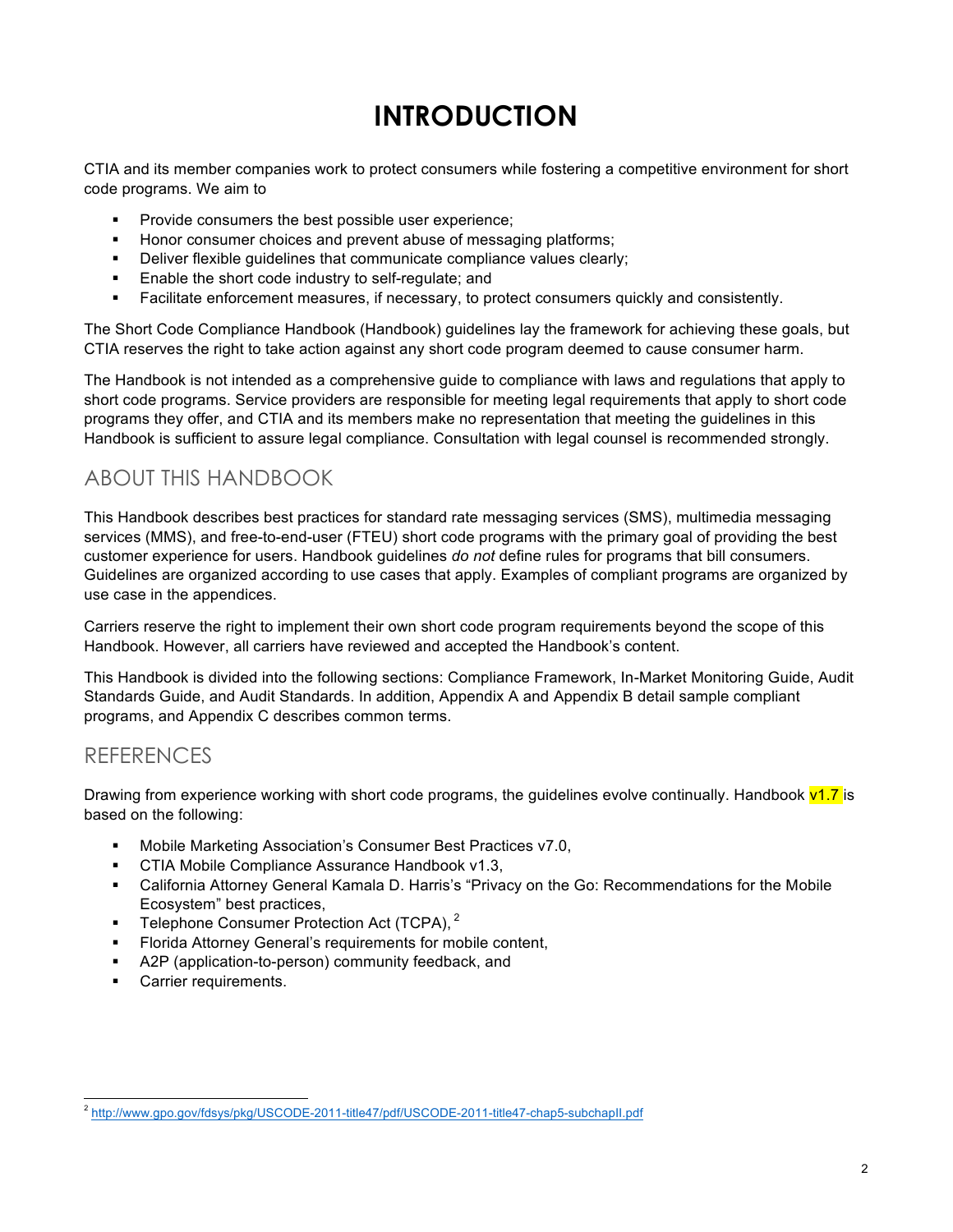# INTRODUCTION

CTIA and its member companies work to protect consumers while fostering a competitive environment for short code programs. We aim to

- Provide consumers the best possible user experience;
- Honor consumer choices and prevent abuse of messaging platforms;
- Deliver flexible guidelines that communicate compliance values clearly;
- Enable the short code industry to self-regulate; and
- Facilitate enforcement measures, if necessary, to protect consumers quickly and consistently.

The Short Code Compliance Handbook (Handbook) guidelines lay the framework for achieving these goals, but CTIA reserves the right to take action against any short code program deemed to cause consumer harm.

The Handbook is not intended as a comprehensive guide to compliance with laws and regulations that apply to short code programs. Service providers are responsible for meeting legal requirements that apply to short code programs they offer, and CTIA and its members make no representation that meeting the guidelines in this Handbook is sufficient to assure legal compliance. Consultation with legal counsel is recommended strongly.

## ABOUT THIS HANDBOOK

This Handbook describes best practices for standard rate messaging services (SMS), multimedia messaging services (MMS), and free-to-end-user (FTEU) short code programs with the primary goal of providing the best customer experience for users. Handbook guidelines *do not* define rules for programs that bill consumers. Guidelines are organized according to use cases that apply. Examples of compliant programs are organized by use case in the appendices.

Carriers reserve the right to implement their own short code program requirements beyond the scope of this Handbook. However, all carriers have reviewed and accepted the Handbook's content.

This Handbook is divided into the following sections: Compliance Framework, In-Market Monitoring Guide, Audit Standards Guide, and Audit Standards. In addition, Appendix A and Appendix B detail sample compliant programs, and Appendix C describes common terms.

## REFERENCES

Drawing from experience working with short code programs, the guidelines evolve continually. Handbook v1.7 is based on the following:

- Mobile Marketing Association's Consumer Best Practices v7.0,
- CTIA Mobile Compliance Assurance Handbook v1.3,
- California Attorney General Kamala D. Harris's "Privacy on the Go: Recommendations for the Mobile Ecosystem" best practices,
- Telephone Consumer Protection Act (TCPA), [2]
- Florida Attorney General's requirements for mobile content,
- A2P (application-to-person) community feedback, and
- Carrier requirements.

[2] http://www.gpo.gov/fdsys/pkg/USCODE-2011-title47/pdf/USCODE-2011-title47-chap5-subchapII.pdf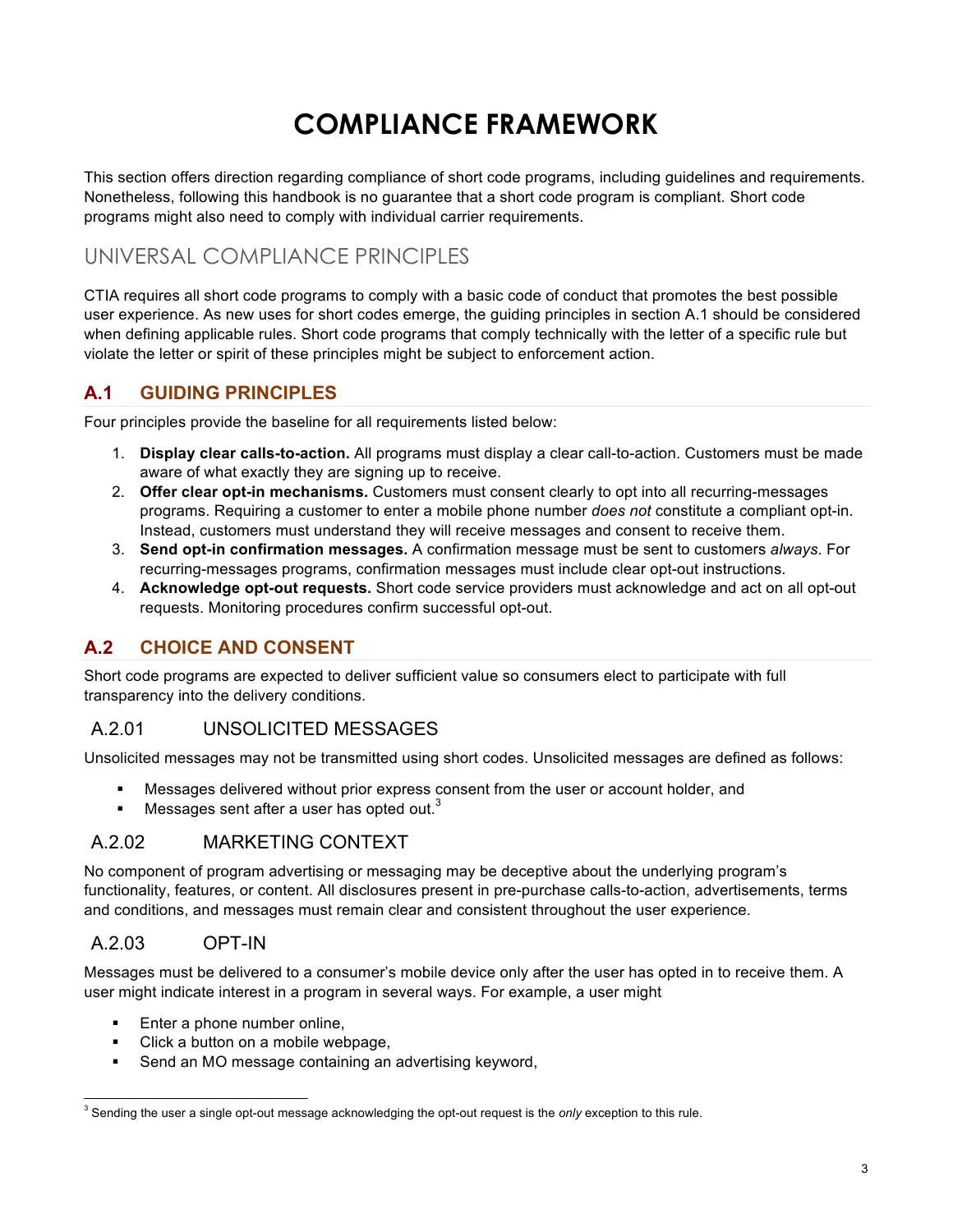# COMPLIANCE FRAMEWORK

This section offers direction regarding compliance of short code programs, including guidelines and requirements. Nonetheless, following this handbook is no guarantee that a short code program is compliant. Short code programs might also need to comply with individual carrier requirements.

## UNIVERSAL COMPLIANCE PRINCIPLES

CTIA requires all short code programs to comply with a basic code of conduct that promotes the best possible user experience. As new uses for short codes emerge, the guiding principles in section A.1 should be considered when defining applicable rules. Short code programs that comply technically with the letter of a specific rule but violate the letter or spirit of these principles might be subject to enforcement action.

### A.1 GUIDING PRINCIPLES

Four principles provide the baseline for all requirements listed below:

1. **Display clear calls-to-action.** All programs must display a clear call-to-action. Customers must be made aware of what exactly they are signing up to receive.
2. **Offer clear opt-in mechanisms.** Customers must consent clearly to opt into all recurring-messages programs. Requiring a customer to enter a mobile phone number *does not* constitute a compliant opt-in. Instead, customers must understand they will receive messages and consent to receive them.
3. **Send opt-in confirmation messages.** A confirmation message must be sent to customers *always*. For recurring-messages programs, confirmation messages must include clear opt-out instructions.
4. **Acknowledge opt-out requests.** Short code service providers must acknowledge and act on all opt-out requests. Monitoring procedures confirm successful opt-out.

### A.2 CHOICE AND CONSENT

Short code programs are expected to deliver sufficient value so consumers elect to participate with full transparency into the delivery conditions.

#### A.2.01 UNSOLICITED MESSAGES

Unsolicited messages may not be transmitted using short codes. Unsolicited messages are defined as follows:

- Messages delivered without prior express consent from the user or account holder, and
- Messages sent after a user has opted out.[3]

#### A.2.02 MARKETING CONTEXT

No component of program advertising or messaging may be deceptive about the underlying program's functionality, features, or content. All disclosures present in pre-purchase calls-to-action, advertisements, terms and conditions, and messages must remain clear and consistent throughout the user experience.

#### A.2.03 OPT-IN

Messages must be delivered to a consumer's mobile device only after the user has opted in to receive them. A user might indicate interest in a program in several ways. For example, a user might

- Enter a phone number online,
- Click a button on a mobile webpage,
- Send an MO message containing an advertising keyword,

[3] Sending the user a single opt-out message acknowledging the opt-out request is the *only* exception to this rule.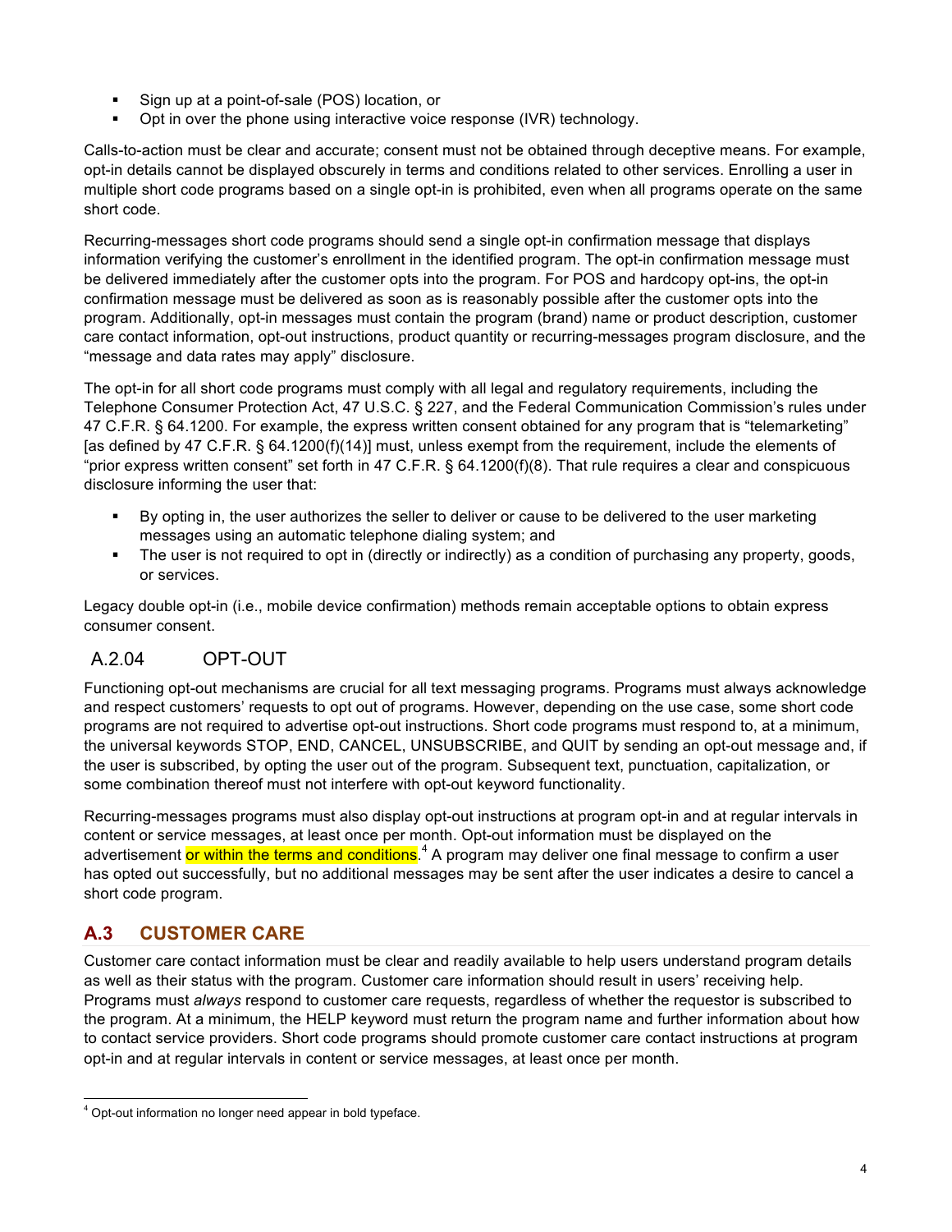- Sign up at a point-of-sale (POS) location, or
- Opt in over the phone using interactive voice response (IVR) technology.

Calls-to-action must be clear and accurate; consent must not be obtained through deceptive means. For example, opt-in details cannot be displayed obscurely in terms and conditions related to other services. Enrolling a user in multiple short code programs based on a single opt-in is prohibited, even when all programs operate on the same short code.

Recurring-messages short code programs should send a single opt-in confirmation message that displays information verifying the customer's enrollment in the identified program. The opt-in confirmation message must be delivered immediately after the customer opts into the program. For POS and hardcopy opt-ins, the opt-in confirmation message must be delivered as soon as is reasonably possible after the customer opts into the program. Additionally, opt-in messages must contain the program (brand) name or product description, customer care contact information, opt-out instructions, product quantity or recurring-messages program disclosure, and the "message and data rates may apply" disclosure.

The opt-in for all short code programs must comply with all legal and regulatory requirements, including the Telephone Consumer Protection Act, 47 U.S.C. § 227, and the Federal Communication Commission's rules under 47 C.F.R. § 64.1200. For example, the express written consent obtained for any program that is "telemarketing" [as defined by 47 C.F.R. § 64.1200(f)(14)] must, unless exempt from the requirement, include the elements of "prior express written consent" set forth in 47 C.F.R. § 64.1200(f)(8). That rule requires a clear and conspicuous disclosure informing the user that:

- By opting in, the user authorizes the seller to deliver or cause to be delivered to the user marketing messages using an automatic telephone dialing system; and
- The user is not required to opt in (directly or indirectly) as a condition of purchasing any property, goods, or services.

Legacy double opt-in (i.e., mobile device confirmation) methods remain acceptable options to obtain express consumer consent.

### A.2.04 OPT-OUT

Functioning opt-out mechanisms are crucial for all text messaging programs. Programs must always acknowledge and respect customers' requests to opt out of programs. However, depending on the use case, some short code programs are not required to advertise opt-out instructions. Short code programs must respond to, at a minimum, the universal keywords STOP, END, CANCEL, UNSUBSCRIBE, and QUIT by sending an opt-out message and, if the user is subscribed, by opting the user out of the program. Subsequent text, punctuation, capitalization, or some combination thereof must not interfere with opt-out keyword functionality.

Recurring-messages programs must also display opt-out instructions at program opt-in and at regular intervals in content or service messages, at least once per month. Opt-out information must be displayed on the advertisement or within the terms and conditions.[4] A program may deliver one final message to confirm a user has opted out successfully, but no additional messages may be sent after the user indicates a desire to cancel a short code program.

## A.3 CUSTOMER CARE

Customer care contact information must be clear and readily available to help users understand program details as well as their status with the program. Customer care information should result in users' receiving help. Programs must *always* respond to customer care requests, regardless of whether the requestor is subscribed to the program. At a minimum, the HELP keyword must return the program name and further information about how to contact service providers. Short code programs should promote customer care contact instructions at program opt-in and at regular intervals in content or service messages, at least once per month.

[4] Opt-out information no longer need appear in bold typeface.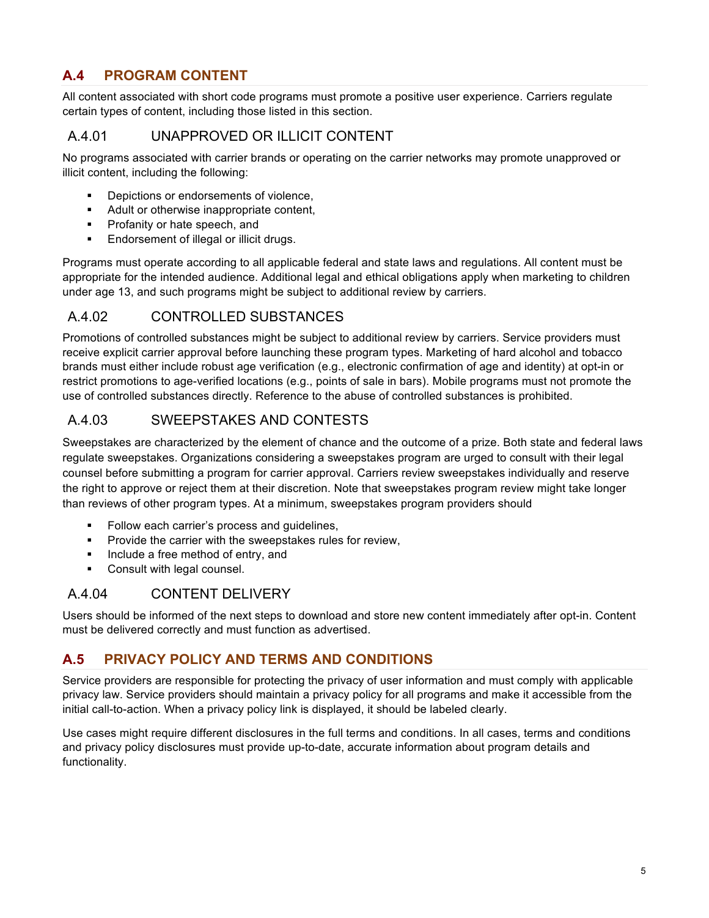## A.4 PROGRAM CONTENT

All content associated with short code programs must promote a positive user experience. Carriers regulate certain types of content, including those listed in this section.

### A.4.01 UNAPPROVED OR ILLICIT CONTENT

No programs associated with carrier brands or operating on the carrier networks may promote unapproved or illicit content, including the following:

- Depictions or endorsements of violence,
- Adult or otherwise inappropriate content,
- Profanity or hate speech, and
- Endorsement of illegal or illicit drugs.

Programs must operate according to all applicable federal and state laws and regulations. All content must be appropriate for the intended audience. Additional legal and ethical obligations apply when marketing to children under age 13, and such programs might be subject to additional review by carriers.

### A.4.02 CONTROLLED SUBSTANCES

Promotions of controlled substances might be subject to additional review by carriers. Service providers must receive explicit carrier approval before launching these program types. Marketing of hard alcohol and tobacco brands must either include robust age verification (e.g., electronic confirmation of age and identity) at opt-in or restrict promotions to age-verified locations (e.g., points of sale in bars). Mobile programs must not promote the use of controlled substances directly. Reference to the abuse of controlled substances is prohibited.

### A.4.03 SWEEPSTAKES AND CONTESTS

Sweepstakes are characterized by the element of chance and the outcome of a prize. Both state and federal laws regulate sweepstakes. Organizations considering a sweepstakes program are urged to consult with their legal counsel before submitting a program for carrier approval. Carriers review sweepstakes individually and reserve the right to approve or reject them at their discretion. Note that sweepstakes program review might take longer than reviews of other program types. At a minimum, sweepstakes program providers should

- Follow each carrier's process and guidelines,
- Provide the carrier with the sweepstakes rules for review,
- Include a free method of entry, and
- Consult with legal counsel.

### A.4.04 CONTENT DELIVERY

Users should be informed of the next steps to download and store new content immediately after opt-in. Content must be delivered correctly and must function as advertised.

## A.5 PRIVACY POLICY AND TERMS AND CONDITIONS

Service providers are responsible for protecting the privacy of user information and must comply with applicable privacy law. Service providers should maintain a privacy policy for all programs and make it accessible from the initial call-to-action. When a privacy policy link is displayed, it should be labeled clearly.

Use cases might require different disclosures in the full terms and conditions. In all cases, terms and conditions and privacy policy disclosures must provide up-to-date, accurate information about program details and functionality.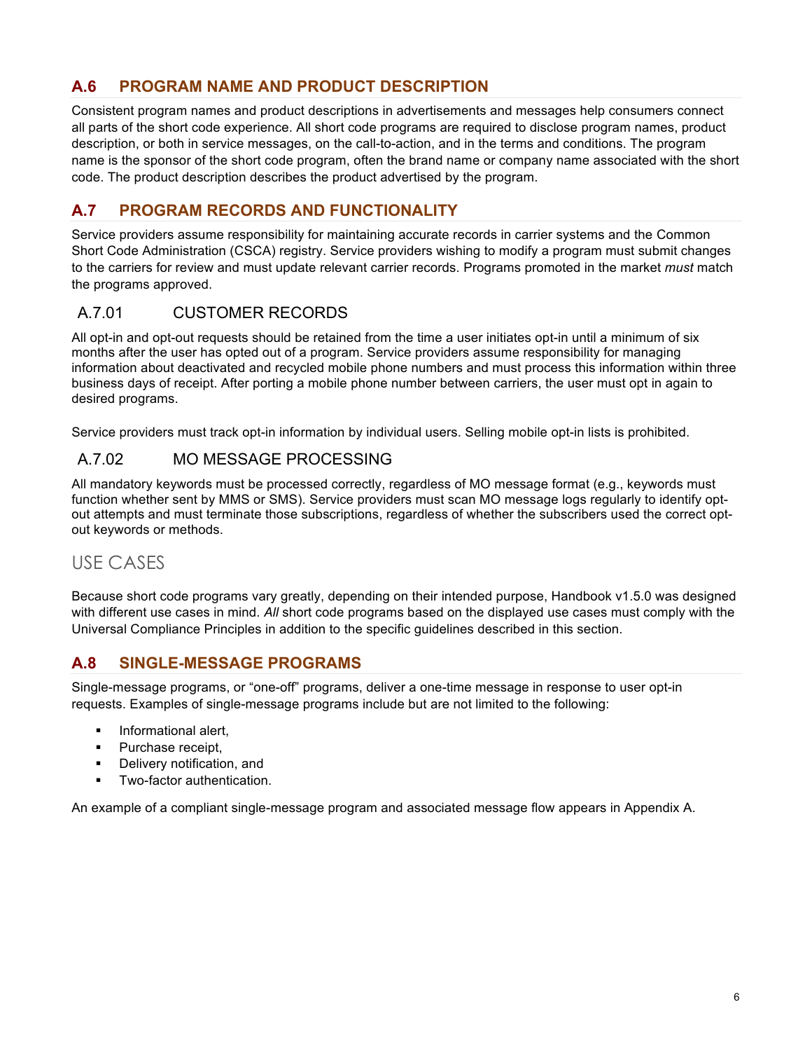## A.6 PROGRAM NAME AND PRODUCT DESCRIPTION

Consistent program names and product descriptions in advertisements and messages help consumers connect all parts of the short code experience. All short code programs are required to disclose program names, product description, or both in service messages, on the call-to-action, and in the terms and conditions. The program name is the sponsor of the short code program, often the brand name or company name associated with the short code. The product description describes the product advertised by the program.

## A.7 PROGRAM RECORDS AND FUNCTIONALITY

Service providers assume responsibility for maintaining accurate records in carrier systems and the Common Short Code Administration (CSCA) registry. Service providers wishing to modify a program must submit changes to the carriers for review and must update relevant carrier records. Programs promoted in the market *must* match the programs approved.

### A.7.01 CUSTOMER RECORDS

All opt-in and opt-out requests should be retained from the time a user initiates opt-in until a minimum of six months after the user has opted out of a program. Service providers assume responsibility for managing information about deactivated and recycled mobile phone numbers and must process this information within three business days of receipt. After porting a mobile phone number between carriers, the user must opt in again to desired programs.

Service providers must track opt-in information by individual users. Selling mobile opt-in lists is prohibited.

### A.7.02 MO MESSAGE PROCESSING

All mandatory keywords must be processed correctly, regardless of MO message format (e.g., keywords must function whether sent by MMS or SMS). Service providers must scan MO message logs regularly to identify opt-out attempts and must terminate those subscriptions, regardless of whether the subscribers used the correct opt-out keywords or methods.

# USE CASES

Because short code programs vary greatly, depending on their intended purpose, Handbook v1.5.0 was designed with different use cases in mind. *All* short code programs based on the displayed use cases must comply with the Universal Compliance Principles in addition to the specific guidelines described in this section.

## A.8 SINGLE-MESSAGE PROGRAMS

Single-message programs, or "one-off" programs, deliver a one-time message in response to user opt-in requests. Examples of single-message programs include but are not limited to the following:

- Informational alert,
- Purchase receipt,
- Delivery notification, and
- Two-factor authentication.

An example of a compliant single-message program and associated message flow appears in Appendix A.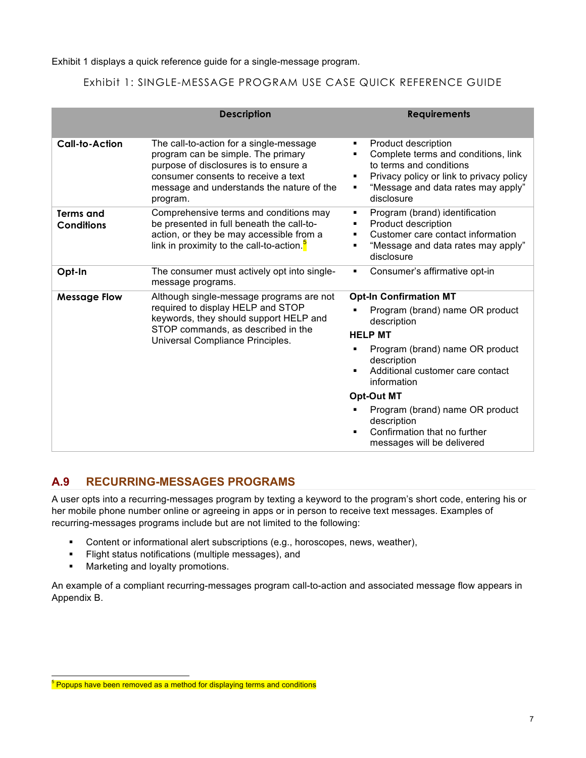Exhibit 1 displays a quick reference guide for a single-message program.

Exhibit 1: SINGLE-MESSAGE PROGRAM USE CASE QUICK REFERENCE GUIDE

| | Description | Requirements |
|---|---|---|
| **Call-to-Action** | The call-to-action for a single-message program can be simple. The primary purpose of disclosures is to ensure a consumer consents to receive a text message and understands the nature of the program. | ▪ Product description<br>▪ Complete terms and conditions, link to terms and conditions<br>▪ Privacy policy or link to privacy policy<br>▪ "Message and data rates may apply" disclosure |
| **Terms and Conditions** | Comprehensive terms and conditions may be presented in full beneath the call-to-action, or they be may accessible from a link in proximity to the call-to-action.[5] | ▪ Program (brand) identification<br>▪ Product description<br>▪ Customer care contact information<br>▪ "Message and data rates may apply" disclosure |
| **Opt-In** | The consumer must actively opt into single-message programs. | ▪ Consumer's affirmative opt-in |
| **Message Flow** | Although single-message programs are not required to display HELP and STOP keywords, they should support HELP and STOP commands, as described in the Universal Compliance Principles. | **Opt-In Confirmation MT**<br>▪ Program (brand) name OR product description<br>**HELP MT**<br>▪ Program (brand) name OR product description<br>▪ Additional customer care contact information<br>**Opt-Out MT**<br>▪ Program (brand) name OR product description<br>▪ Confirmation that no further messages will be delivered |

## A.9 RECURRING-MESSAGES PROGRAMS

A user opts into a recurring-messages program by texting a keyword to the program's short code, entering his or her mobile phone number online or agreeing in apps or in person to receive text messages. Examples of recurring-messages programs include but are not limited to the following:

- Content or informational alert subscriptions (e.g., horoscopes, news, weather),
- Flight status notifications (multiple messages), and
- Marketing and loyalty promotions.

An example of a compliant recurring-messages program call-to-action and associated message flow appears in Appendix B.

[5] Popups have been removed as a method for displaying terms and conditions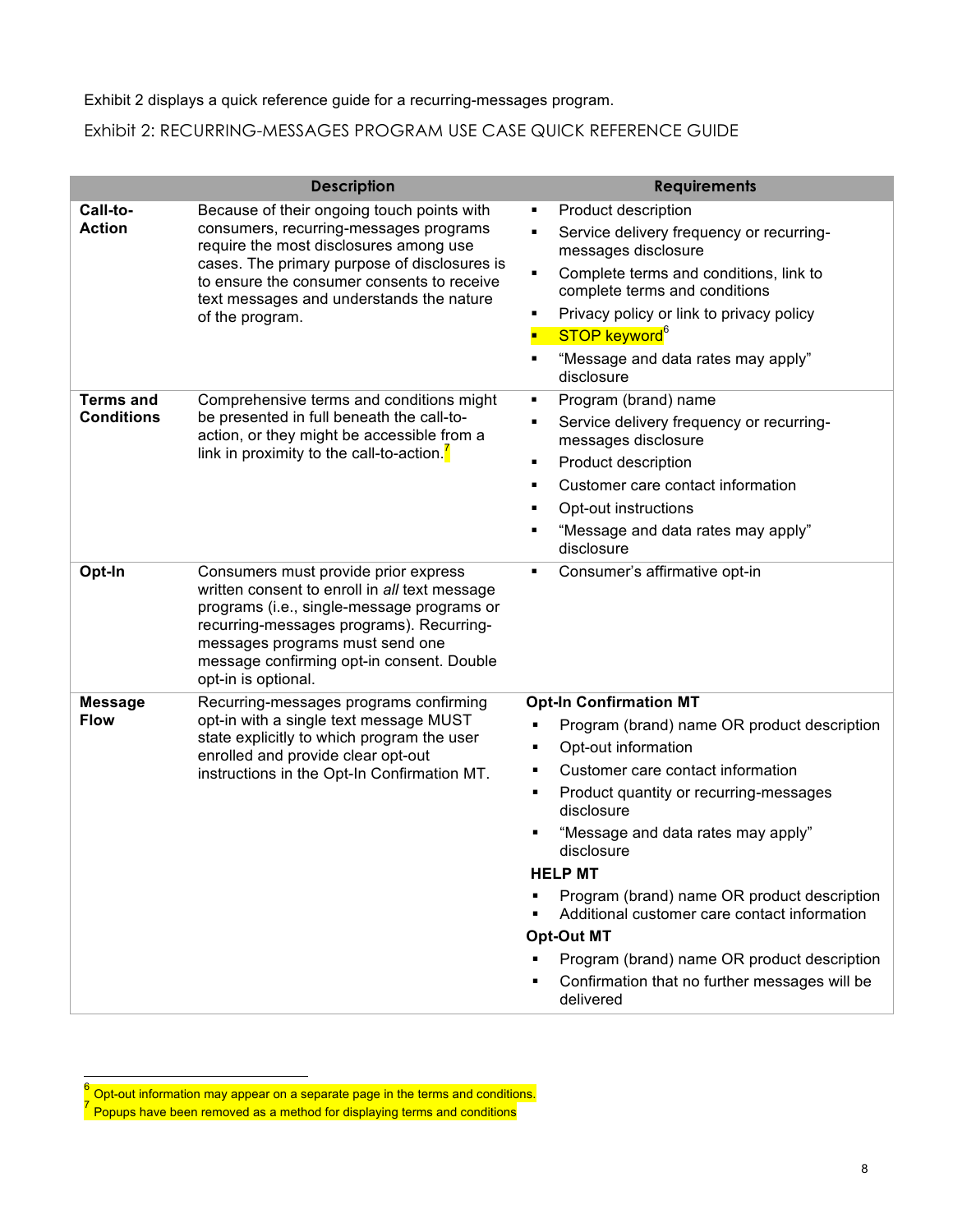Exhibit 2 displays a quick reference guide for a recurring-messages program.

Exhibit 2: RECURRING-MESSAGES PROGRAM USE CASE QUICK REFERENCE GUIDE

| | Description | Requirements |
|---|---|---|
| **Call-to-Action** | Because of their ongoing touch points with consumers, recurring-messages programs require the most disclosures among use cases. The primary purpose of disclosures is to ensure the consumer consents to receive text messages and understands the nature of the program. | ▪ Product description<br>▪ Service delivery frequency or recurring-messages disclosure<br>▪ Complete terms and conditions, link to complete terms and conditions<br>▪ Privacy policy or link to privacy policy<br>▪ STOP keyword[6]<br>▪ "Message and data rates may apply" disclosure |
| **Terms and Conditions** | Comprehensive terms and conditions might be presented in full beneath the call-to-action, or they might be accessible from a link in proximity to the call-to-action.[7] | ▪ Program (brand) name<br>▪ Service delivery frequency or recurring-messages disclosure<br>▪ Product description<br>▪ Customer care contact information<br>▪ Opt-out instructions<br>▪ "Message and data rates may apply" disclosure |
| **Opt-In** | Consumers must provide prior express written consent to enroll in *all* text message programs (i.e., single-message programs or recurring-messages programs). Recurring-messages programs must send one message confirming opt-in consent. Double opt-in is optional. | ▪ Consumer's affirmative opt-in |
| **Message Flow** | Recurring-messages programs confirming opt-in with a single text message MUST state explicitly to which program the user enrolled and provide clear opt-out instructions in the Opt-In Confirmation MT. | **Opt-In Confirmation MT**<br>▪ Program (brand) name OR product description<br>▪ Opt-out information<br>▪ Customer care contact information<br>▪ Product quantity or recurring-messages disclosure<br>▪ "Message and data rates may apply" disclosure<br>**HELP MT**<br>▪ Program (brand) name OR product description<br>▪ Additional customer care contact information<br>**Opt-Out MT**<br>▪ Program (brand) name OR product description<br>▪ Confirmation that no further messages will be delivered |

[6] Opt-out information may appear on a separate page in the terms and conditions.

[7] Popups have been removed as a method for displaying terms and conditions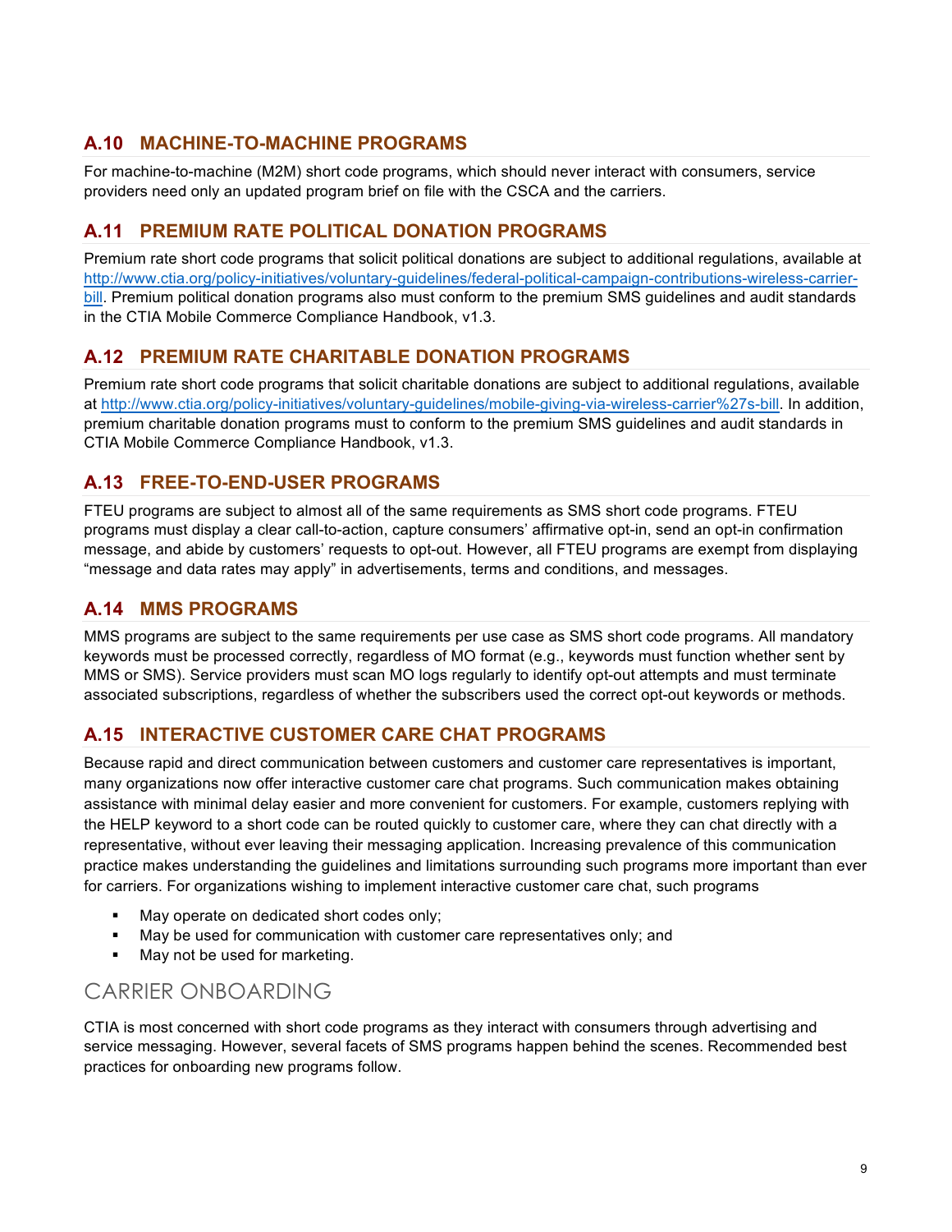### A.10 MACHINE-TO-MACHINE PROGRAMS

For machine-to-machine (M2M) short code programs, which should never interact with consumers, service providers need only an updated program brief on file with the CSCA and the carriers.

### A.11 PREMIUM RATE POLITICAL DONATION PROGRAMS

Premium rate short code programs that solicit political donations are subject to additional regulations, available at http://www.ctia.org/policy-initiatives/voluntary-guidelines/federal-political-campaign-contributions-wireless-carrier-bill. Premium political donation programs also must conform to the premium SMS guidelines and audit standards in the CTIA Mobile Commerce Compliance Handbook, v1.3.

### A.12 PREMIUM RATE CHARITABLE DONATION PROGRAMS

Premium rate short code programs that solicit charitable donations are subject to additional regulations, available at http://www.ctia.org/policy-initiatives/voluntary-guidelines/mobile-giving-via-wireless-carrier%27s-bill. In addition, premium charitable donation programs must to conform to the premium SMS guidelines and audit standards in CTIA Mobile Commerce Compliance Handbook, v1.3.

### A.13 FREE-TO-END-USER PROGRAMS

FTEU programs are subject to almost all of the same requirements as SMS short code programs. FTEU programs must display a clear call-to-action, capture consumers' affirmative opt-in, send an opt-in confirmation message, and abide by customers' requests to opt-out. However, all FTEU programs are exempt from displaying "message and data rates may apply" in advertisements, terms and conditions, and messages.

### A.14 MMS PROGRAMS

MMS programs are subject to the same requirements per use case as SMS short code programs. All mandatory keywords must be processed correctly, regardless of MO format (e.g., keywords must function whether sent by MMS or SMS). Service providers must scan MO logs regularly to identify opt-out attempts and must terminate associated subscriptions, regardless of whether the subscribers used the correct opt-out keywords or methods.

### A.15 INTERACTIVE CUSTOMER CARE CHAT PROGRAMS

Because rapid and direct communication between customers and customer care representatives is important, many organizations now offer interactive customer care chat programs. Such communication makes obtaining assistance with minimal delay easier and more convenient for customers. For example, customers replying with the HELP keyword to a short code can be routed quickly to customer care, where they can chat directly with a representative, without ever leaving their messaging application. Increasing prevalence of this communication practice makes understanding the guidelines and limitations surrounding such programs more important than ever for carriers. For organizations wishing to implement interactive customer care chat, such programs

- May operate on dedicated short codes only;
- May be used for communication with customer care representatives only; and
- May not be used for marketing.

## CARRIER ONBOARDING

CTIA is most concerned with short code programs as they interact with consumers through advertising and service messaging. However, several facets of SMS programs happen behind the scenes. Recommended best practices for onboarding new programs follow.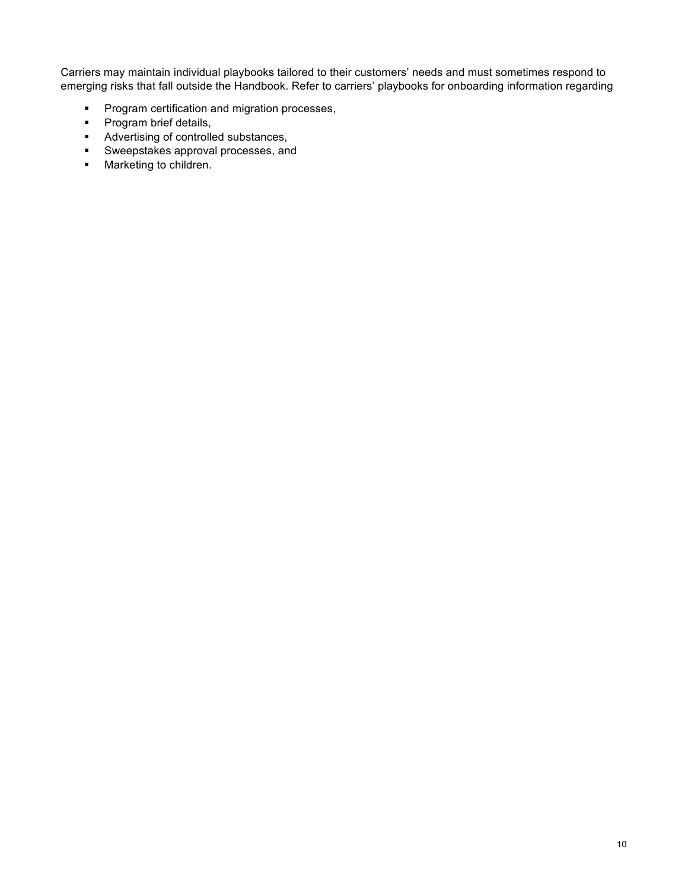Carriers may maintain individual playbooks tailored to their customers' needs and must sometimes respond to emerging risks that fall outside the Handbook. Refer to carriers' playbooks for onboarding information regarding

- Program certification and migration processes,
- Program brief details,
- Advertising of controlled substances,
- Sweepstakes approval processes, and
- Marketing to children.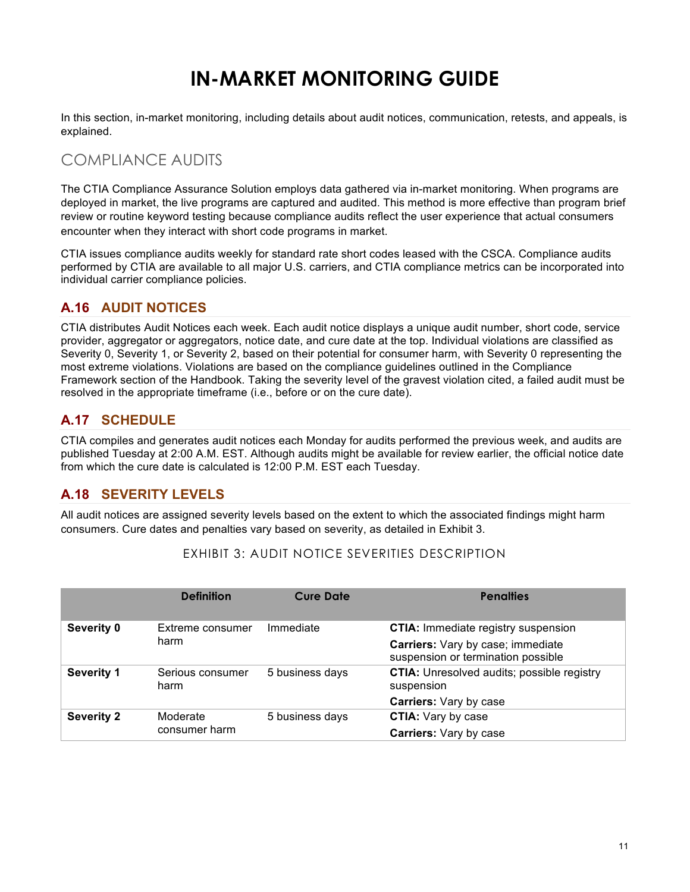# IN-MARKET MONITORING GUIDE

In this section, in-market monitoring, including details about audit notices, communication, retests, and appeals, is explained.

## COMPLIANCE AUDITS

The CTIA Compliance Assurance Solution employs data gathered via in-market monitoring. When programs are deployed in market, the live programs are captured and audited. This method is more effective than program brief review or routine keyword testing because compliance audits reflect the user experience that actual consumers encounter when they interact with short code programs in market.

CTIA issues compliance audits weekly for standard rate short codes leased with the CSCA. Compliance audits performed by CTIA are available to all major U.S. carriers, and CTIA compliance metrics can be incorporated into individual carrier compliance policies.

### A.16 AUDIT NOTICES

CTIA distributes Audit Notices each week. Each audit notice displays a unique audit number, short code, service provider, aggregator or aggregators, notice date, and cure date at the top. Individual violations are classified as Severity 0, Severity 1, or Severity 2, based on their potential for consumer harm, with Severity 0 representing the most extreme violations. Violations are based on the compliance guidelines outlined in the Compliance Framework section of the Handbook. Taking the severity level of the gravest violation cited, a failed audit must be resolved in the appropriate timeframe (i.e., before or on the cure date).

### A.17 SCHEDULE

CTIA compiles and generates audit notices each Monday for audits performed the previous week, and audits are published Tuesday at 2:00 A.M. EST. Although audits might be available for review earlier, the official notice date from which the cure date is calculated is 12:00 P.M. EST each Tuesday.

### A.18 SEVERITY LEVELS

All audit notices are assigned severity levels based on the extent to which the associated findings might harm consumers. Cure dates and penalties vary based on severity, as detailed in Exhibit 3.

EXHIBIT 3: AUDIT NOTICE SEVERITIES DESCRIPTION

| | Definition | Cure Date | Penalties |
|---|---|---|---|
| **Severity 0** | Extreme consumer harm | Immediate | **CTIA:** Immediate registry suspension<br>**Carriers:** Vary by case; immediate suspension or termination possible |
| **Severity 1** | Serious consumer harm | 5 business days | **CTIA:** Unresolved audits; possible registry suspension<br>**Carriers:** Vary by case |
| **Severity 2** | Moderate consumer harm | 5 business days | **CTIA:** Vary by case<br>**Carriers:** Vary by case |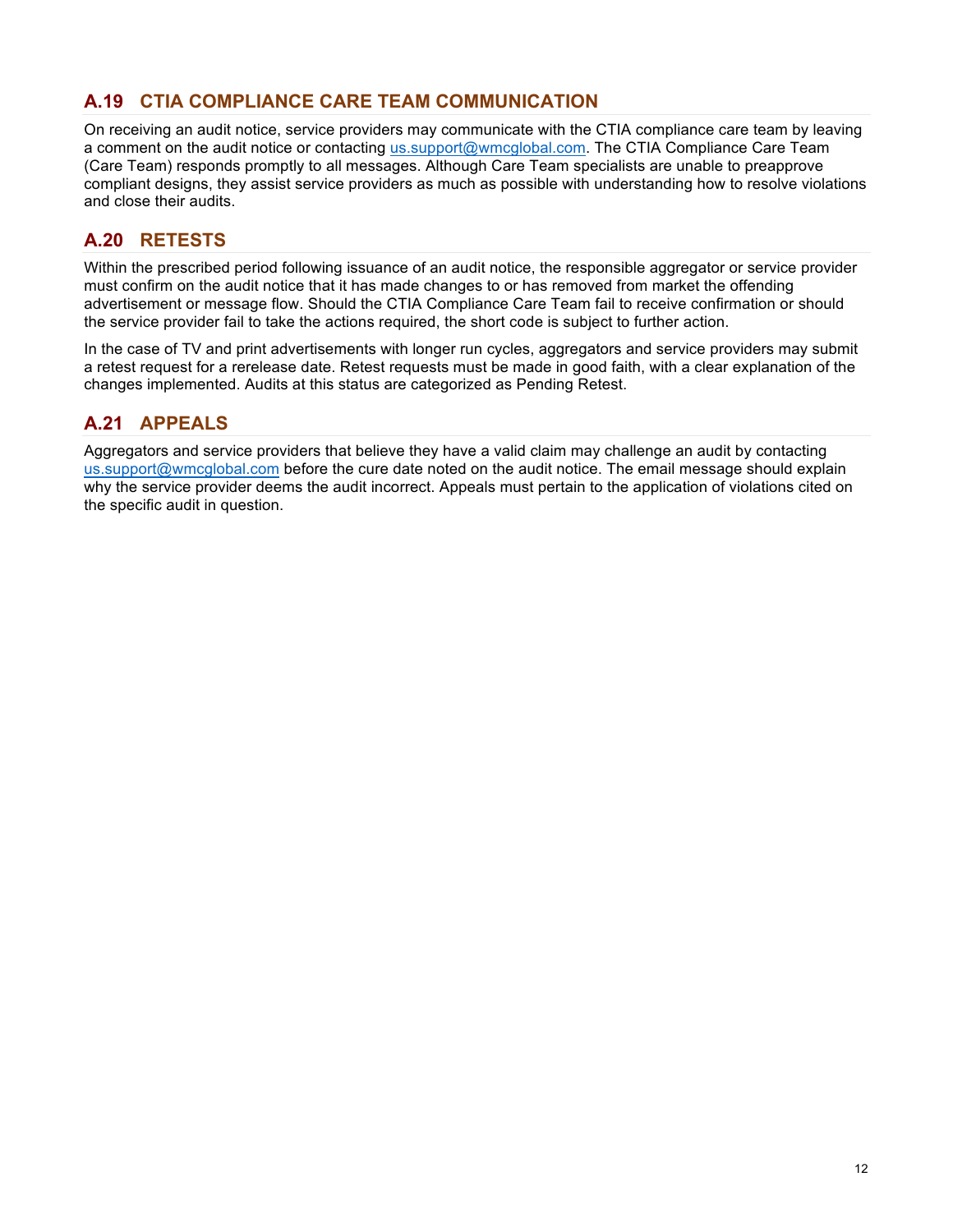## A.19 CTIA COMPLIANCE CARE TEAM COMMUNICATION

On receiving an audit notice, service providers may communicate with the CTIA compliance care team by leaving a comment on the audit notice or contacting us.support@wmcglobal.com. The CTIA Compliance Care Team (Care Team) responds promptly to all messages. Although Care Team specialists are unable to preapprove compliant designs, they assist service providers as much as possible with understanding how to resolve violations and close their audits.

## A.20 RETESTS

Within the prescribed period following issuance of an audit notice, the responsible aggregator or service provider must confirm on the audit notice that it has made changes to or has removed from market the offending advertisement or message flow. Should the CTIA Compliance Care Team fail to receive confirmation or should the service provider fail to take the actions required, the short code is subject to further action.

In the case of TV and print advertisements with longer run cycles, aggregators and service providers may submit a retest request for a rerelease date. Retest requests must be made in good faith, with a clear explanation of the changes implemented. Audits at this status are categorized as Pending Retest.

## A.21 APPEALS

Aggregators and service providers that believe they have a valid claim may challenge an audit by contacting us.support@wmcglobal.com before the cure date noted on the audit notice. The email message should explain why the service provider deems the audit incorrect. Appeals must pertain to the application of violations cited on the specific audit in question.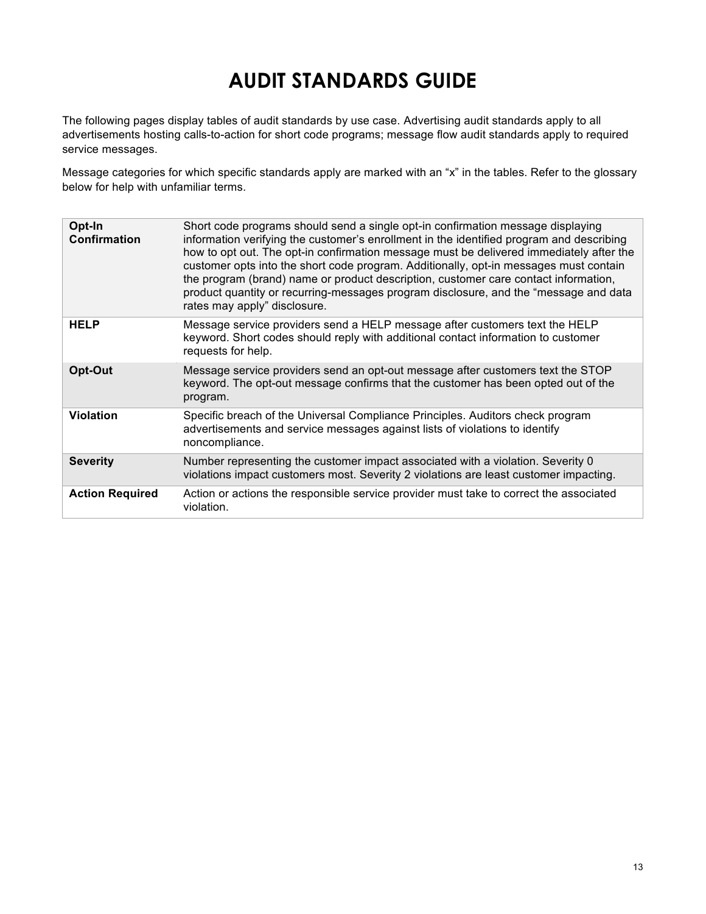# AUDIT STANDARDS GUIDE

The following pages display tables of audit standards by use case. Advertising audit standards apply to all advertisements hosting calls-to-action for short code programs; message flow audit standards apply to required service messages.

Message categories for which specific standards apply are marked with an “x” in the tables. Refer to the glossary below for help with unfamiliar terms.

| | |
|---|---|
| **Opt-In Confirmation** | Short code programs should send a single opt-in confirmation message displaying information verifying the customer’s enrollment in the identified program and describing how to opt out. The opt-in confirmation message must be delivered immediately after the customer opts into the short code program. Additionally, opt-in messages must contain the program (brand) name or product description, customer care contact information, product quantity or recurring-messages program disclosure, and the “message and data rates may apply” disclosure. |
| **HELP** | Message service providers send a HELP message after customers text the HELP keyword. Short codes should reply with additional contact information to customer requests for help. |
| **Opt-Out** | Message service providers send an opt-out message after customers text the STOP keyword. The opt-out message confirms that the customer has been opted out of the program. |
| **Violation** | Specific breach of the Universal Compliance Principles. Auditors check program advertisements and service messages against lists of violations to identify noncompliance. |
| **Severity** | Number representing the customer impact associated with a violation. Severity 0 violations impact customers most. Severity 2 violations are least customer impacting. |
| **Action Required** | Action or actions the responsible service provider must take to correct the associated violation. |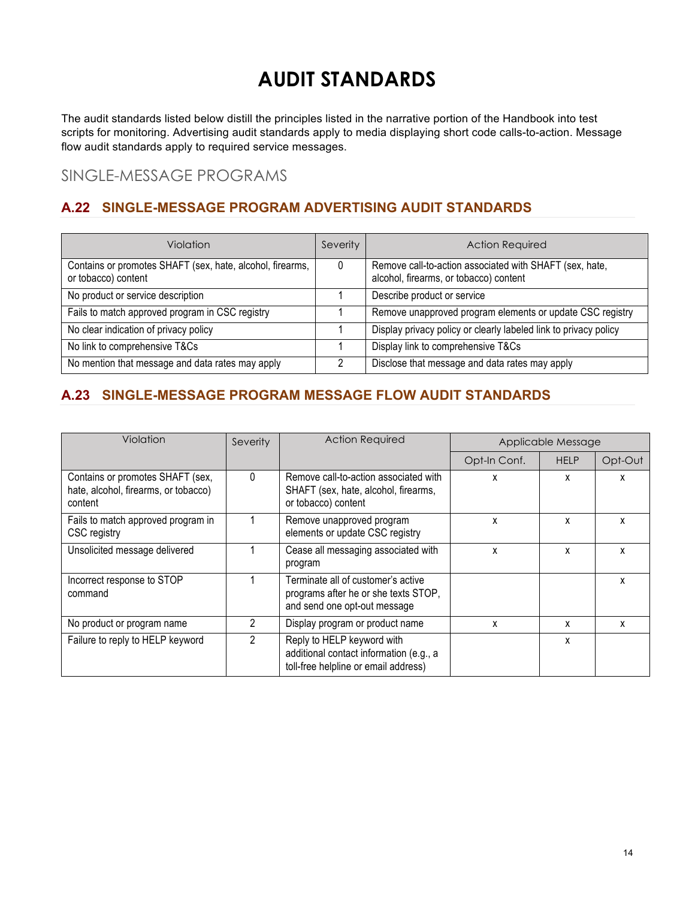# AUDIT STANDARDS

The audit standards listed below distill the principles listed in the narrative portion of the Handbook into test scripts for monitoring. Advertising audit standards apply to media displaying short code calls-to-action. Message flow audit standards apply to required service messages.

## SINGLE-MESSAGE PROGRAMS

### A.22 SINGLE-MESSAGE PROGRAM ADVERTISING AUDIT STANDARDS

| Violation | Severity | Action Required |
|---|---|---|
| Contains or promotes SHAFT (sex, hate, alcohol, firearms, or tobacco) content | 0 | Remove call-to-action associated with SHAFT (sex, hate, alcohol, firearms, or tobacco) content |
| No product or service description | 1 | Describe product or service |
| Fails to match approved program in CSC registry | 1 | Remove unapproved program elements or update CSC registry |
| No clear indication of privacy policy | 1 | Display privacy policy or clearly labeled link to privacy policy |
| No link to comprehensive T&Cs | 1 | Display link to comprehensive T&Cs |
| No mention that message and data rates may apply | 2 | Disclose that message and data rates may apply |

### A.23 SINGLE-MESSAGE PROGRAM MESSAGE FLOW AUDIT STANDARDS

| Violation | Severity | Action Required | Applicable Message | | |
|---|---|---|---|---|---|
| | | | Opt-In Conf. | HELP | Opt-Out |
| Contains or promotes SHAFT (sex, hate, alcohol, firearms, or tobacco) content | 0 | Remove call-to-action associated with SHAFT (sex, hate, alcohol, firearms, or tobacco) content | x | x | x |
| Fails to match approved program in CSC registry | 1 | Remove unapproved program elements or update CSC registry | x | x | x |
| Unsolicited message delivered | 1 | Cease all messaging associated with program | x | x | x |
| Incorrect response to STOP command | 1 | Terminate all of customer's active programs after he or she texts STOP, and send one opt-out message | | | x |
| No product or program name | 2 | Display program or product name | x | x | x |
| Failure to reply to HELP keyword | 2 | Reply to HELP keyword with additional contact information (e.g., a toll-free helpline or email address) | | x | |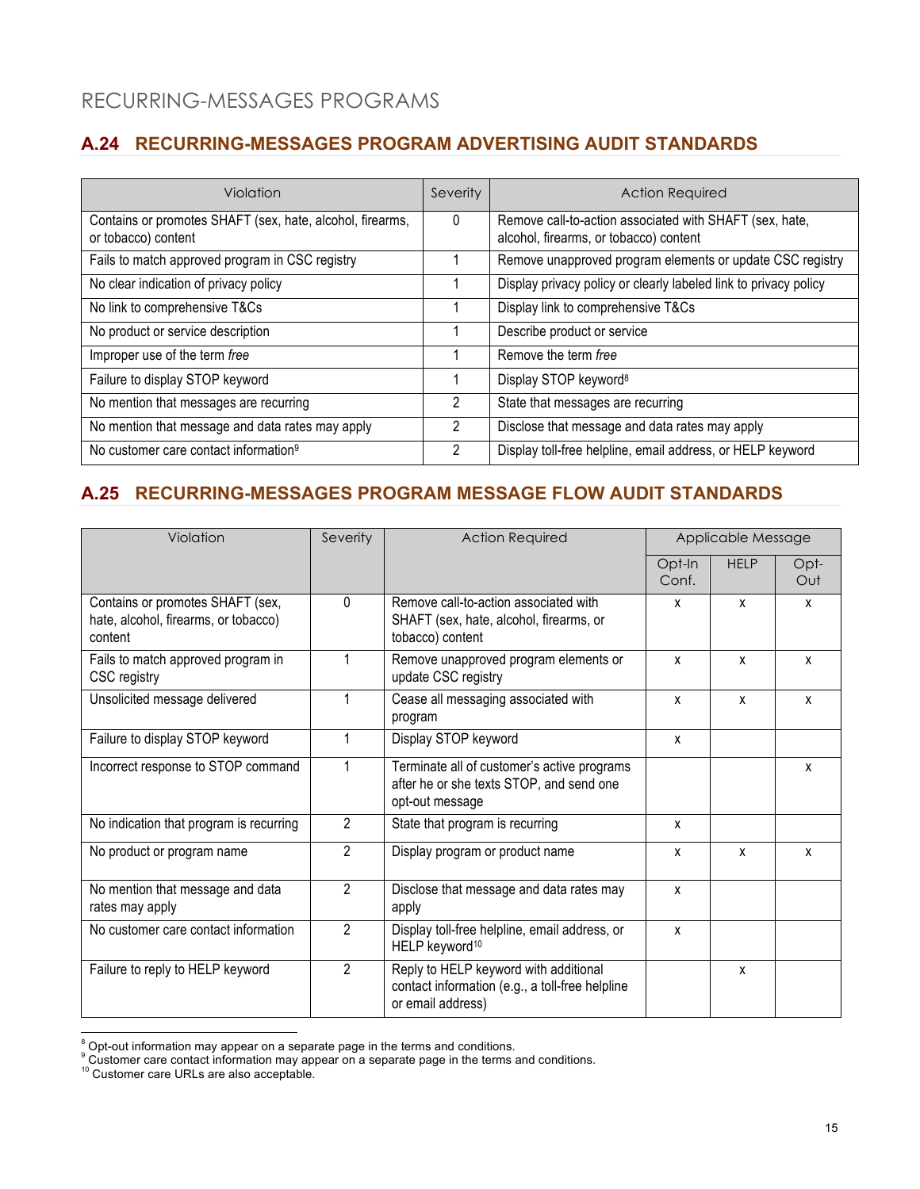# RECURRING-MESSAGES PROGRAMS

## A.24 RECURRING-MESSAGES PROGRAM ADVERTISING AUDIT STANDARDS

| Violation | Severity | Action Required |
|---|---|---|
| Contains or promotes SHAFT (sex, hate, alcohol, firearms, or tobacco) content | 0 | Remove call-to-action associated with SHAFT (sex, hate, alcohol, firearms, or tobacco) content |
| Fails to match approved program in CSC registry | 1 | Remove unapproved program elements or update CSC registry |
| No clear indication of privacy policy | 1 | Display privacy policy or clearly labeled link to privacy policy |
| No link to comprehensive T&Cs | 1 | Display link to comprehensive T&Cs |
| No product or service description | 1 | Describe product or service |
| Improper use of the term *free* | 1 | Remove the term *free* |
| Failure to display STOP keyword | 1 | Display STOP keyword[8] |
| No mention that messages are recurring | 2 | State that messages are recurring |
| No mention that message and data rates may apply | 2 | Disclose that message and data rates may apply |
| No customer care contact information[9] | 2 | Display toll-free helpline, email address, or HELP keyword |

## A.25 RECURRING-MESSAGES PROGRAM MESSAGE FLOW AUDIT STANDARDS

| Violation | Severity | Action Required | Applicable Message | | |
|---|---|---|---|---|---|
| | | | Opt-In Conf. | HELP | Opt-Out |
| Contains or promotes SHAFT (sex, hate, alcohol, firearms, or tobacco) content | 0 | Remove call-to-action associated with SHAFT (sex, hate, alcohol, firearms, or tobacco) content | x | x | x |
| Fails to match approved program in CSC registry | 1 | Remove unapproved program elements or update CSC registry | x | x | x |
| Unsolicited message delivered | 1 | Cease all messaging associated with program | x | x | x |
| Failure to display STOP keyword | 1 | Display STOP keyword | x | | |
| Incorrect response to STOP command | 1 | Terminate all of customer's active programs after he or she texts STOP, and send one opt-out message | | | x |
| No indication that program is recurring | 2 | State that program is recurring | x | | |
| No product or program name | 2 | Display program or product name | x | x | x |
| No mention that message and data rates may apply | 2 | Disclose that message and data rates may apply | x | | |
| No customer care contact information | 2 | Display toll-free helpline, email address, or HELP keyword[10] | x | | |
| Failure to reply to HELP keyword | 2 | Reply to HELP keyword with additional contact information (e.g., a toll-free helpline or email address) | | x | |

[8] Opt-out information may appear on a separate page in the terms and conditions.

[9] Customer care contact information may appear on a separate page in the terms and conditions.

[10] Customer care URLs are also acceptable.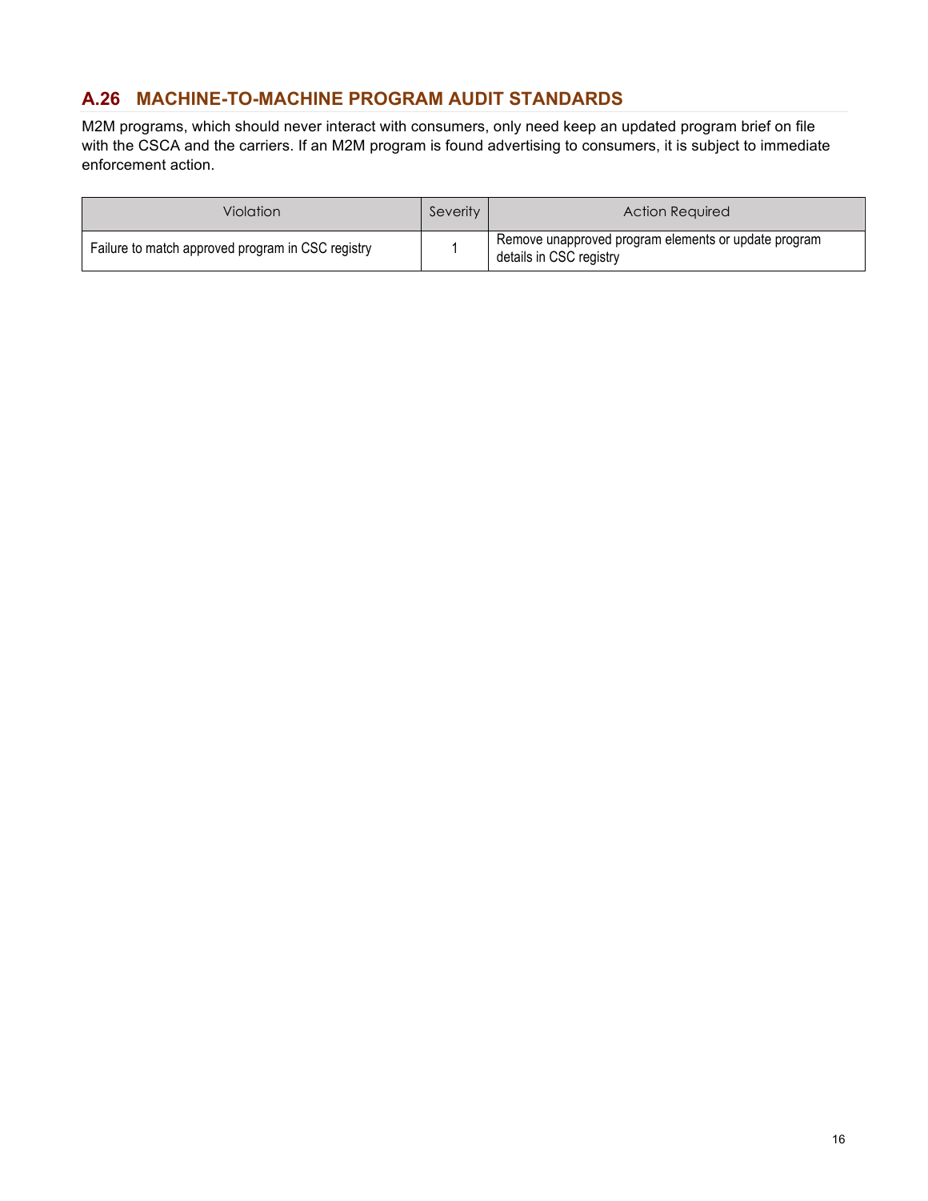## A.26 MACHINE-TO-MACHINE PROGRAM AUDIT STANDARDS

M2M programs, which should never interact with consumers, only need keep an updated program brief on file with the CSCA and the carriers. If an M2M program is found advertising to consumers, it is subject to immediate enforcement action.

| Violation | Severity | Action Required |
|---|---|---|
| Failure to match approved program in CSC registry | 1 | Remove unapproved program elements or update program details in CSC registry |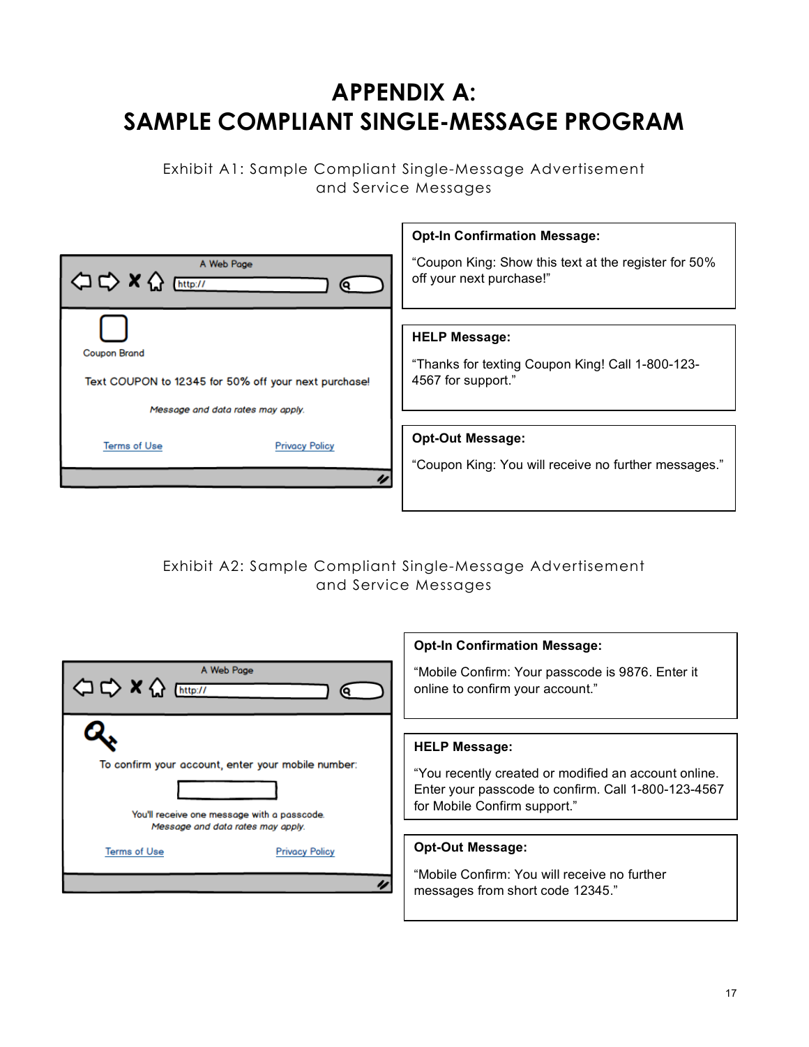# APPENDIX A:
# SAMPLE COMPLIANT SINGLE-MESSAGE PROGRAM

Exhibit A1: Sample Compliant Single-Message Advertisement and Service Messages

A Web Page

http://

Coupon Brand

Text COUPON to 12345 for 50% off your next purchase!

*Message and data rates may apply.*

Terms of Use    Privacy Policy

**Opt-In Confirmation Message:**

"Coupon King: Show this text at the register for 50% off your next purchase!"

**HELP Message:**

"Thanks for texting Coupon King! Call 1-800-123-4567 for support."

**Opt-Out Message:**

"Coupon King: You will receive no further messages."

Exhibit A2: Sample Compliant Single-Message Advertisement and Service Messages

A Web Page

http://

To confirm your account, enter your mobile number:

You'll receive one message with a passcode.
*Message and data rates may apply.*

Terms of Use    Privacy Policy

**Opt-In Confirmation Message:**

"Mobile Confirm: Your passcode is 9876. Enter it online to confirm your account."

**HELP Message:**

"You recently created or modified an account online. Enter your passcode to confirm. Call 1-800-123-4567 for Mobile Confirm support."

**Opt-Out Message:**

"Mobile Confirm: You will receive no further messages from short code 12345."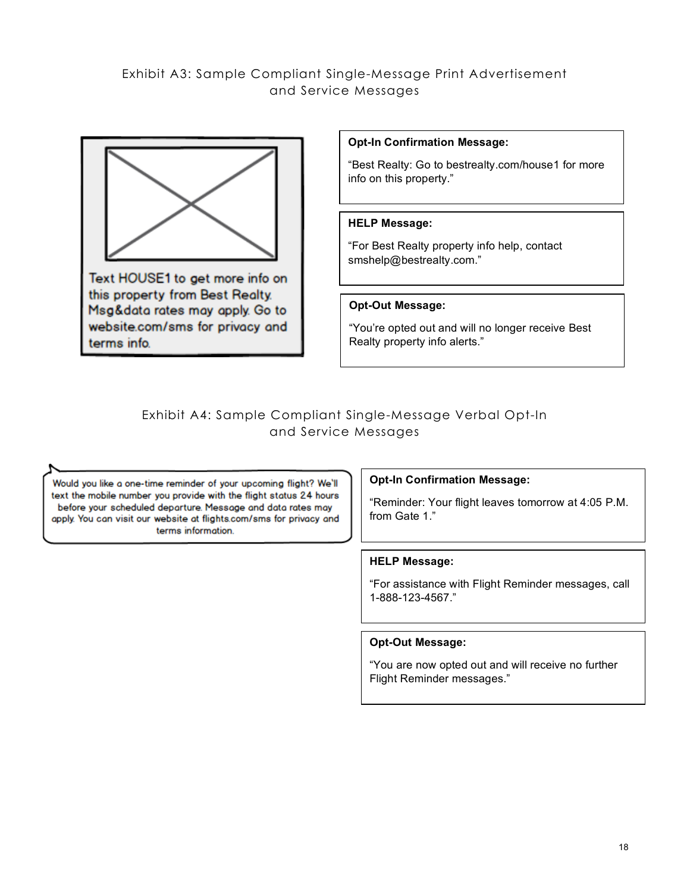## Exhibit A3: Sample Compliant Single-Message Print Advertisement and Service Messages

Text HOUSE1 to get more info on this property from Best Realty. Msg&data rates may apply. Go to website.com/sms for privacy and terms info.

**Opt-In Confirmation Message:**

"Best Realty: Go to bestrealty.com/house1 for more info on this property."

**HELP Message:**

"For Best Realty property info help, contact smshelp@bestrealty.com."

**Opt-Out Message:**

"You're opted out and will no longer receive Best Realty property info alerts."

## Exhibit A4: Sample Compliant Single-Message Verbal Opt-In and Service Messages

Would you like a one-time reminder of your upcoming flight? We'll text the mobile number you provide with the flight status 24 hours before your scheduled departure. Message and data rates may apply. You can visit our website at flights.com/sms for privacy and terms information.

**Opt-In Confirmation Message:**

"Reminder: Your flight leaves tomorrow at 4:05 P.M. from Gate 1."

**HELP Message:**

"For assistance with Flight Reminder messages, call 1-888-123-4567."

**Opt-Out Message:**

"You are now opted out and will receive no further Flight Reminder messages."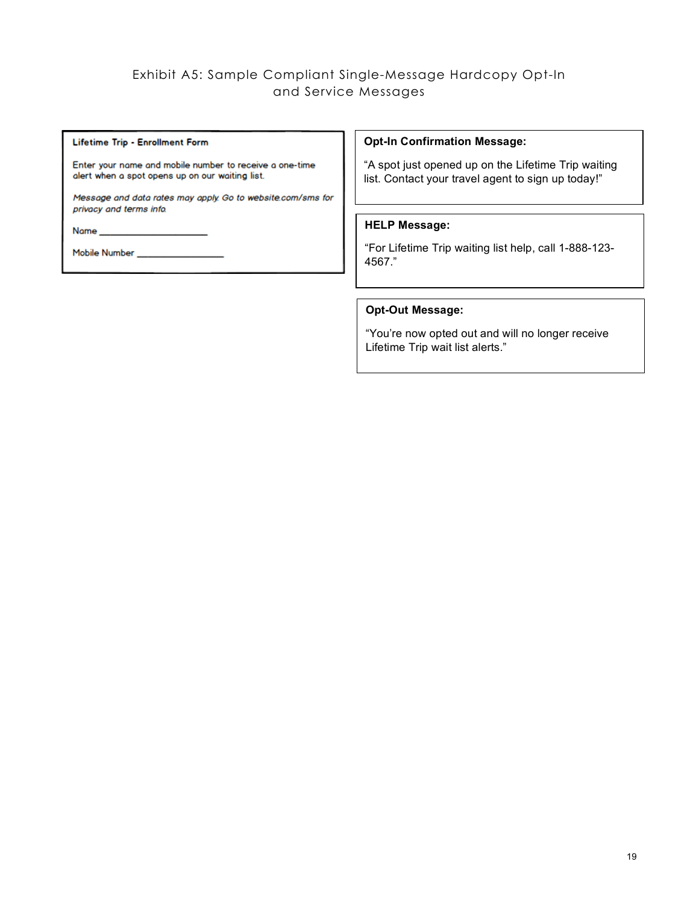## Exhibit A5: Sample Compliant Single-Message Hardcopy Opt-In and Service Messages

**Lifetime Trip - Enrollment Form**

Enter your name and mobile number to receive a one-time alert when a spot opens up on our waiting list.

*Message and data rates may apply. Go to website.com/sms for privacy and terms info.*

Name ____________________

Mobile Number ________________

**Opt-In Confirmation Message:**

"A spot just opened up on the Lifetime Trip waiting list. Contact your travel agent to sign up today!"

**HELP Message:**

"For Lifetime Trip waiting list help, call 1-888-123-4567."

**Opt-Out Message:**

"You're now opted out and will no longer receive Lifetime Trip wait list alerts."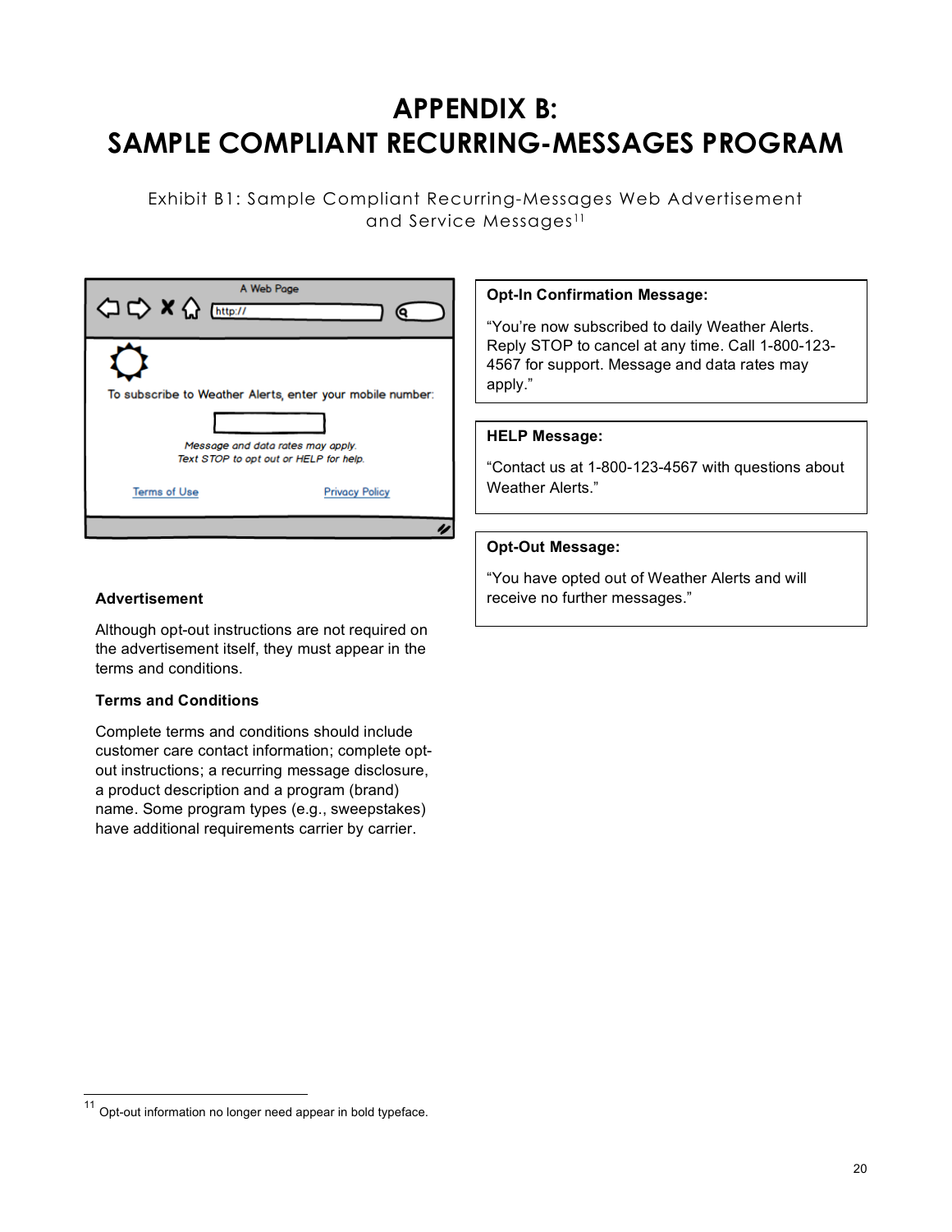# APPENDIX B:
# SAMPLE COMPLIANT RECURRING-MESSAGES PROGRAM

Exhibit B1: Sample Compliant Recurring-Messages Web Advertisement and Service Messages[11]

A Web Page

http://

To subscribe to Weather Alerts, enter your mobile number:

*Message and data rates may apply.*
*Text STOP to opt out or HELP for help.*

Terms of Use    Privacy Policy

### Advertisement

Although opt-out instructions are not required on the advertisement itself, they must appear in the terms and conditions.

### Terms and Conditions

Complete terms and conditions should include customer care contact information; complete opt-out instructions; a recurring message disclosure, a product description and a program (brand) name. Some program types (e.g., sweepstakes) have additional requirements carrier by carrier.

**Opt-In Confirmation Message:**

"You're now subscribed to daily Weather Alerts. Reply STOP to cancel at any time. Call 1-800-123-4567 for support. Message and data rates may apply."

**HELP Message:**

"Contact us at 1-800-123-4567 with questions about Weather Alerts."

**Opt-Out Message:**

"You have opted out of Weather Alerts and will receive no further messages."

---

[11] Opt-out information no longer need appear in bold typeface.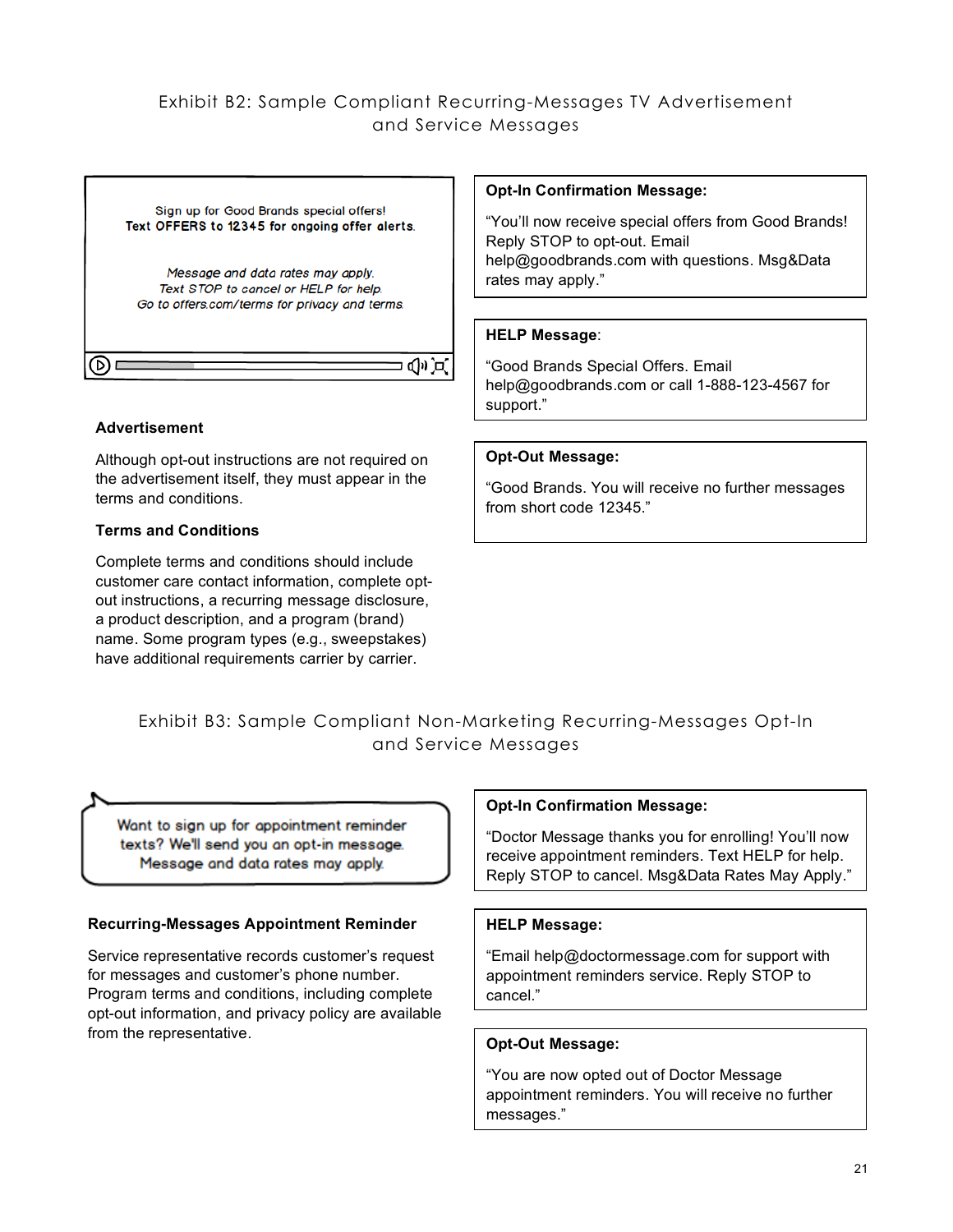# Exhibit B2: Sample Compliant Recurring-Messages TV Advertisement and Service Messages

Sign up for Good Brands special offers!
**Text OFFERS to 12345 for ongoing offer alerts.**

*Message and data rates may apply.*
*Text STOP to cancel or HELP for help.*
*Go to offers.com/terms for privacy and terms.*

**Advertisement**

Although opt-out instructions are not required on the advertisement itself, they must appear in the terms and conditions.

**Terms and Conditions**

Complete terms and conditions should include customer care contact information, complete opt-out instructions, a recurring message disclosure, a product description, and a program (brand) name. Some program types (e.g., sweepstakes) have additional requirements carrier by carrier.

**Opt-In Confirmation Message:**

"You'll now receive special offers from Good Brands! Reply STOP to opt-out. Email help@goodbrands.com with questions. Msg&Data rates may apply."

**HELP Message**:

"Good Brands Special Offers. Email help@goodbrands.com or call 1-888-123-4567 for support."

**Opt-Out Message:**

"Good Brands. You will receive no further messages from short code 12345."

# Exhibit B3: Sample Compliant Non-Marketing Recurring-Messages Opt-In and Service Messages

Want to sign up for appointment reminder texts? We'll send you an opt-in message. Message and data rates may apply.

**Recurring-Messages Appointment Reminder**

Service representative records customer's request for messages and customer's phone number. Program terms and conditions, including complete opt-out information, and privacy policy are available from the representative.

**Opt-In Confirmation Message:**

"Doctor Message thanks you for enrolling! You'll now receive appointment reminders. Text HELP for help. Reply STOP to cancel. Msg&Data Rates May Apply."

**HELP Message:**

"Email help@doctormessage.com for support with appointment reminders service. Reply STOP to cancel."

**Opt-Out Message:**

"You are now opted out of Doctor Message appointment reminders. You will receive no further messages."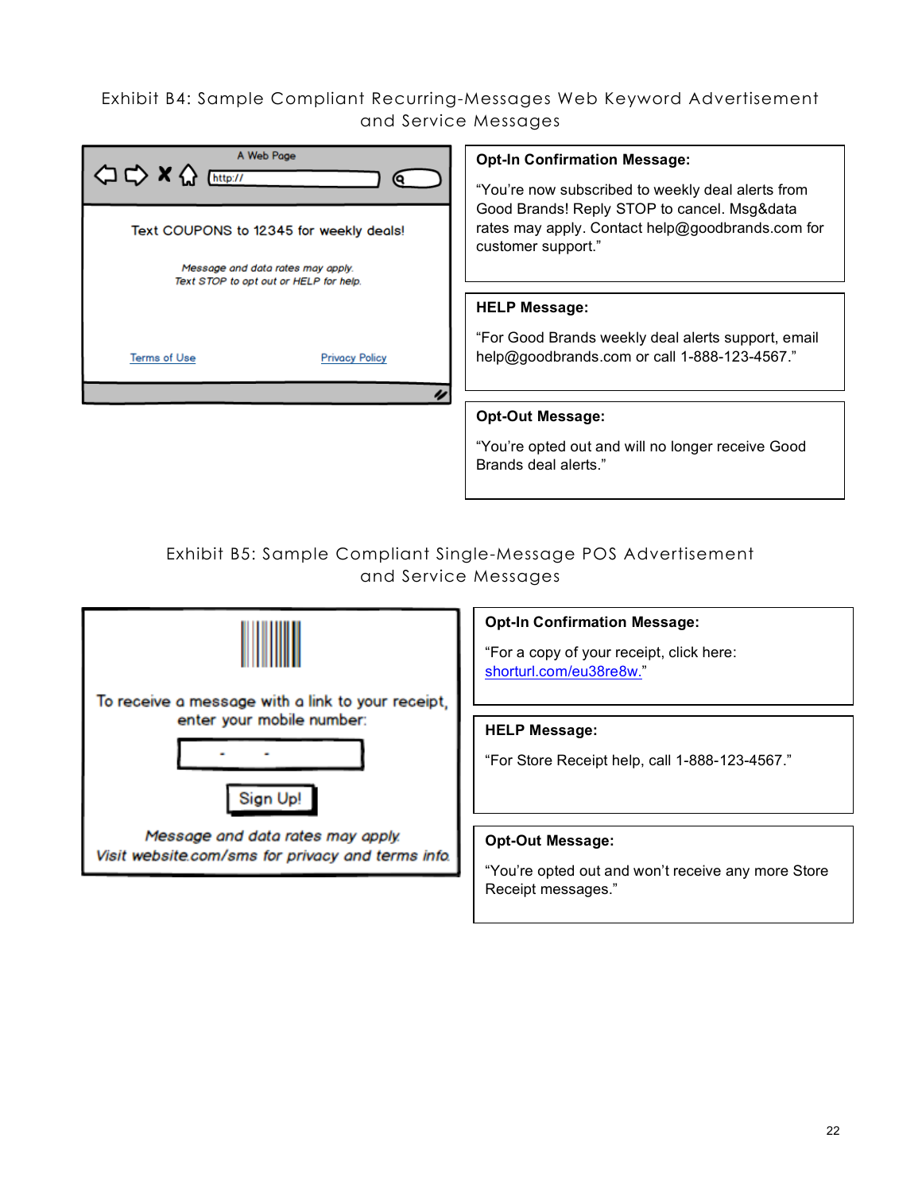## Exhibit B4: Sample Compliant Recurring-Messages Web Keyword Advertisement and Service Messages

A Web Page

http://

Text COUPONS to 12345 for weekly deals!

*Message and data rates may apply.*
*Text STOP to opt out or HELP for help.*

Terms of Use Privacy Policy

**Opt-In Confirmation Message:**

"You're now subscribed to weekly deal alerts from Good Brands! Reply STOP to cancel. Msg&data rates may apply. Contact help@goodbrands.com for customer support."

**HELP Message:**

"For Good Brands weekly deal alerts support, email help@goodbrands.com or call 1-888-123-4567."

**Opt-Out Message:**

"You're opted out and will no longer receive Good Brands deal alerts."

## Exhibit B5: Sample Compliant Single-Message POS Advertisement and Service Messages

To receive a message with a link to your receipt, enter your mobile number:

Sign Up!

*Message and data rates may apply.*
*Visit website.com/sms for privacy and terms info.*

**Opt-In Confirmation Message:**

"For a copy of your receipt, click here: shorturl.com/eu38re8w."

**HELP Message:**

"For Store Receipt help, call 1-888-123-4567."

**Opt-Out Message:**

"You're opted out and won't receive any more Store Receipt messages."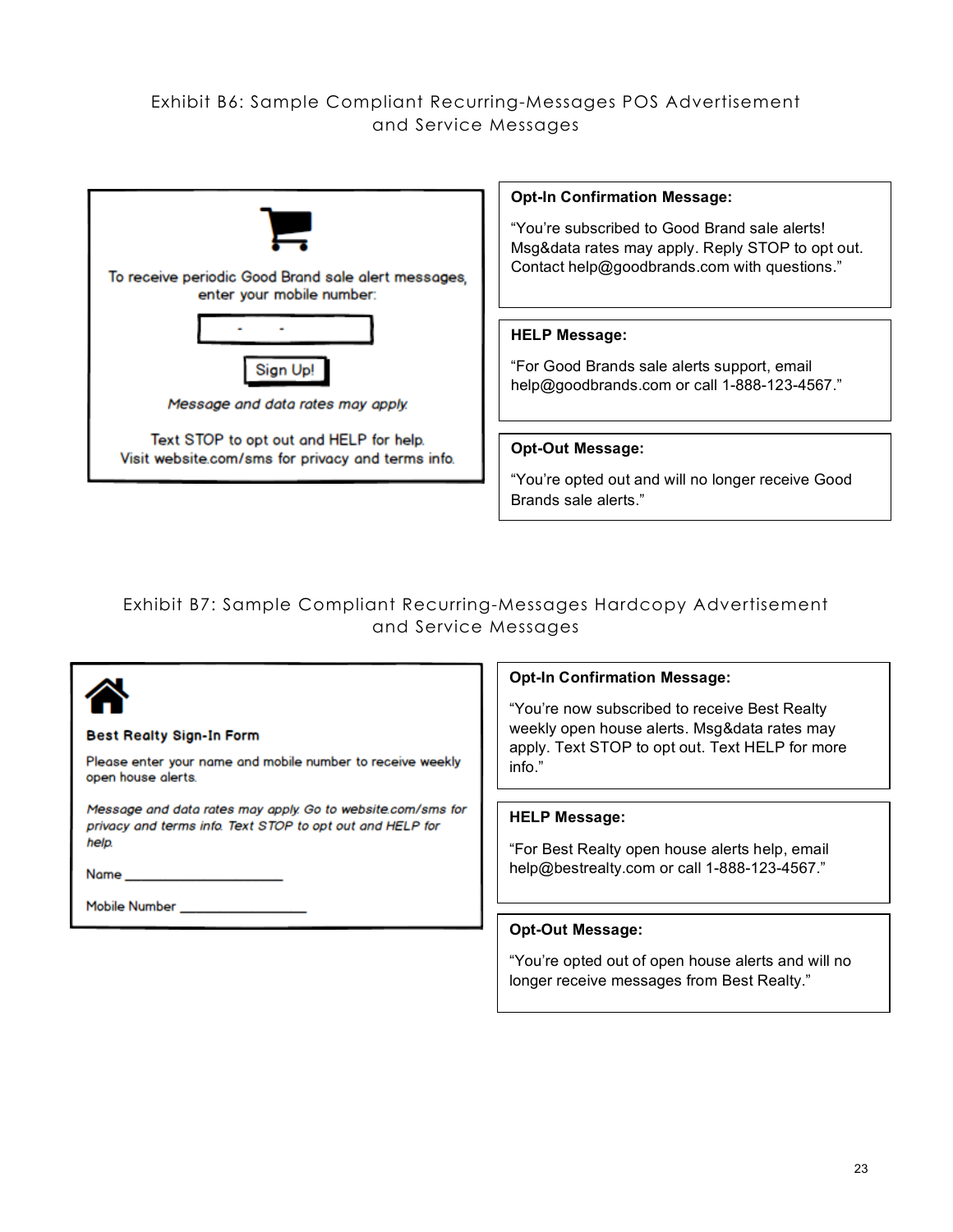## Exhibit B6: Sample Compliant Recurring-Messages POS Advertisement and Service Messages

To receive periodic Good Brand sale alert messages, enter your mobile number:

[ - - ]

Sign Up!

*Message and data rates may apply.*

Text STOP to opt out and HELP for help.
Visit website.com/sms for privacy and terms info.

**Opt-In Confirmation Message:**

"You're subscribed to Good Brand sale alerts! Msg&data rates may apply. Reply STOP to opt out. Contact help@goodbrands.com with questions."

**HELP Message:**

"For Good Brands sale alerts support, email help@goodbrands.com or call 1-888-123-4567."

**Opt-Out Message:**

"You're opted out and will no longer receive Good Brands sale alerts."

## Exhibit B7: Sample Compliant Recurring-Messages Hardcopy Advertisement and Service Messages

**Best Realty Sign-In Form**

Please enter your name and mobile number to receive weekly open house alerts.

*Message and data rates may apply. Go to website.com/sms for privacy and terms info. Text STOP to opt out and HELP for help.*

Name ____________________

Mobile Number ________________

**Opt-In Confirmation Message:**

"You're now subscribed to receive Best Realty weekly open house alerts. Msg&data rates may apply. Text STOP to opt out. Text HELP for more info."

**HELP Message:**

"For Best Realty open house alerts help, email help@bestrealty.com or call 1-888-123-4567."

**Opt-Out Message:**

"You're opted out of open house alerts and will no longer receive messages from Best Realty."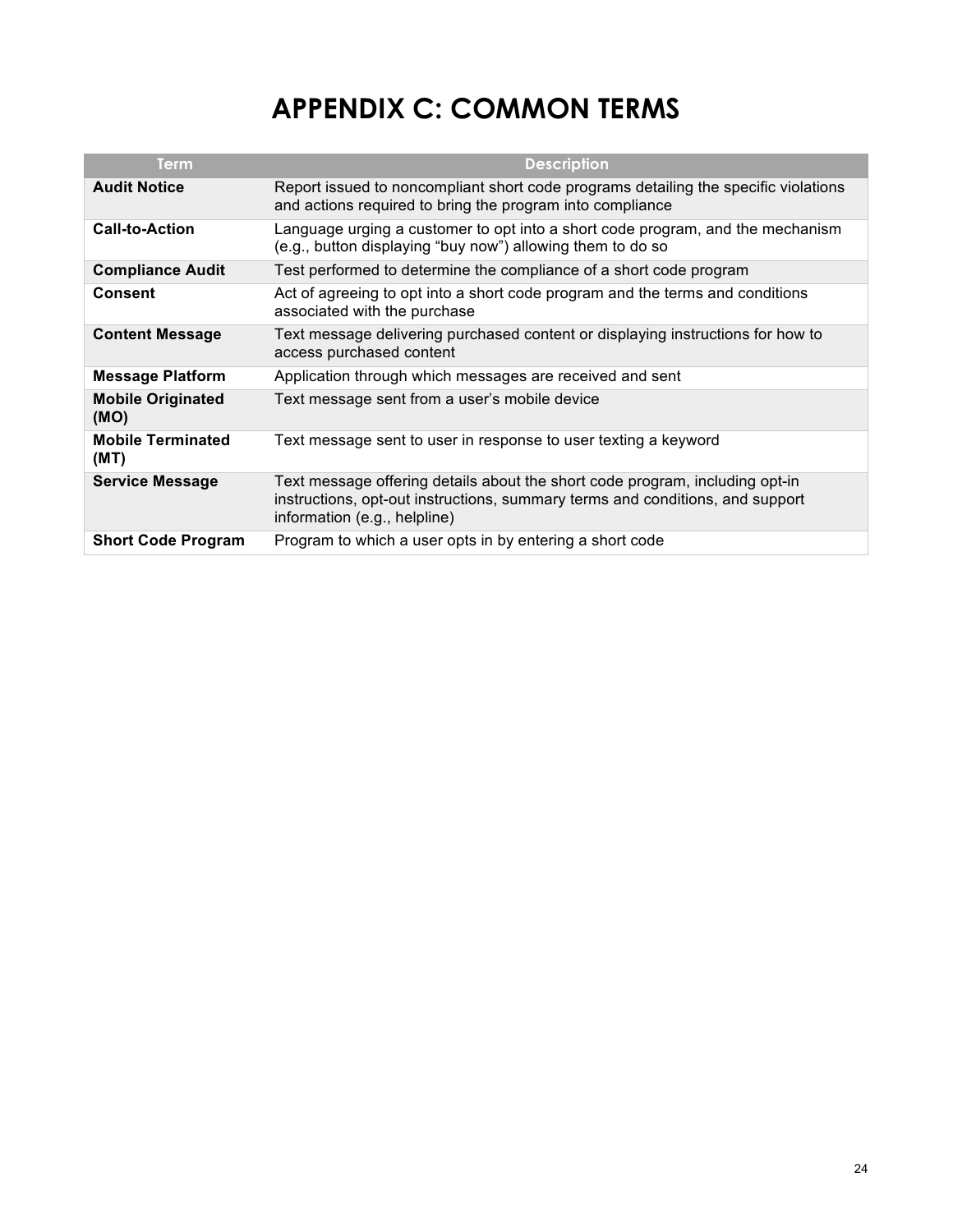# APPENDIX C: COMMON TERMS

| Term | Description |
|---|---|
| **Audit Notice** | Report issued to noncompliant short code programs detailing the specific violations and actions required to bring the program into compliance |
| **Call-to-Action** | Language urging a customer to opt into a short code program, and the mechanism (e.g., button displaying "buy now") allowing them to do so |
| **Compliance Audit** | Test performed to determine the compliance of a short code program |
| **Consent** | Act of agreeing to opt into a short code program and the terms and conditions associated with the purchase |
| **Content Message** | Text message delivering purchased content or displaying instructions for how to access purchased content |
| **Message Platform** | Application through which messages are received and sent |
| **Mobile Originated (MO)** | Text message sent from a user's mobile device |
| **Mobile Terminated (MT)** | Text message sent to user in response to user texting a keyword |
| **Service Message** | Text message offering details about the short code program, including opt-in instructions, opt-out instructions, summary terms and conditions, and support information (e.g., helpline) |
| **Short Code Program** | Program to which a user opts in by entering a short code |